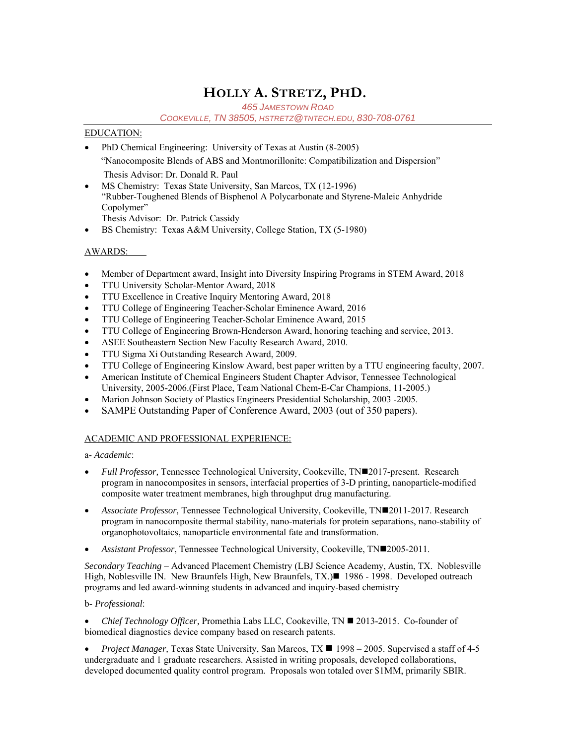# HOLLY A. STRETZ, PHD.

465 JAMESTOWN ROAD
COOKEVILLE, TN 38505, HSTRETZ@TNTECH.EDU, 830-708-0761

EDUCATION:

- PhD Chemical Engineering: University of Texas at Austin (8-2005)
  "Nanocomposite Blends of ABS and Montmorillonite: Compatibilization and Dispersion"
  Thesis Advisor: Dr. Donald R. Paul
- MS Chemistry: Texas State University, San Marcos, TX (12-1996)
  "Rubber-Toughened Blends of Bisphenol A Polycarbonate and Styrene-Maleic Anhydride Copolymer"
  Thesis Advisor: Dr. Patrick Cassidy
- BS Chemistry: Texas A&M University, College Station, TX (5-1980)

AWARDS:

- Member of Department award, Insight into Diversity Inspiring Programs in STEM Award, 2018
- TTU University Scholar-Mentor Award, 2018
- TTU Excellence in Creative Inquiry Mentoring Award, 2018
- TTU College of Engineering Teacher-Scholar Eminence Award, 2016
- TTU College of Engineering Teacher-Scholar Eminence Award, 2015
- TTU College of Engineering Brown-Henderson Award, honoring teaching and service, 2013.
- ASEE Southeastern Section New Faculty Research Award, 2010.
- TTU Sigma Xi Outstanding Research Award, 2009.
- TTU College of Engineering Kinslow Award, best paper written by a TTU engineering faculty, 2007.
- American Institute of Chemical Engineers Student Chapter Advisor, Tennessee Technological University, 2005-2006.(First Place, Team National Chem-E-Car Champions, 11-2005.)
- Marion Johnson Society of Plastics Engineers Presidential Scholarship, 2003 -2005.
- SAMPE Outstanding Paper of Conference Award, 2003 (out of 350 papers).

ACADEMIC AND PROFESSIONAL EXPERIENCE:

a- *Academic*:

- *Full Professor,* Tennessee Technological University, Cookeville, TN■2017-present. Research program in nanocomposites in sensors, interfacial properties of 3-D printing, nanoparticle-modified composite water treatment membranes, high throughput drug manufacturing.

- *Associate Professor,* Tennessee Technological University, Cookeville, TN■2011-2017. Research program in nanocomposite thermal stability, nano-materials for protein separations, nano-stability of organophotovoltaics, nanoparticle environmental fate and transformation.

- *Assistant Professor*, Tennessee Technological University, Cookeville, TN■2005-2011.

*Secondary Teaching* – Advanced Placement Chemistry (LBJ Science Academy, Austin, TX. Noblesville High, Noblesville IN. New Braunfels High, New Braunfels, TX.)■ 1986 - 1998. Developed outreach programs and led award-winning students in advanced and inquiry-based chemistry

b- *Professional*:

- *Chief Technology Officer,* Promethia Labs LLC, Cookeville, TN ■ 2013-2015. Co-founder of biomedical diagnostics device company based on research patents.

- *Project Manager,* Texas State University, San Marcos, TX ■ 1998 – 2005. Supervised a staff of 4-5 undergraduate and 1 graduate researchers. Assisted in writing proposals, developed collaborations, developed documented quality control program. Proposals won totaled over $1MM, primarily SBIR.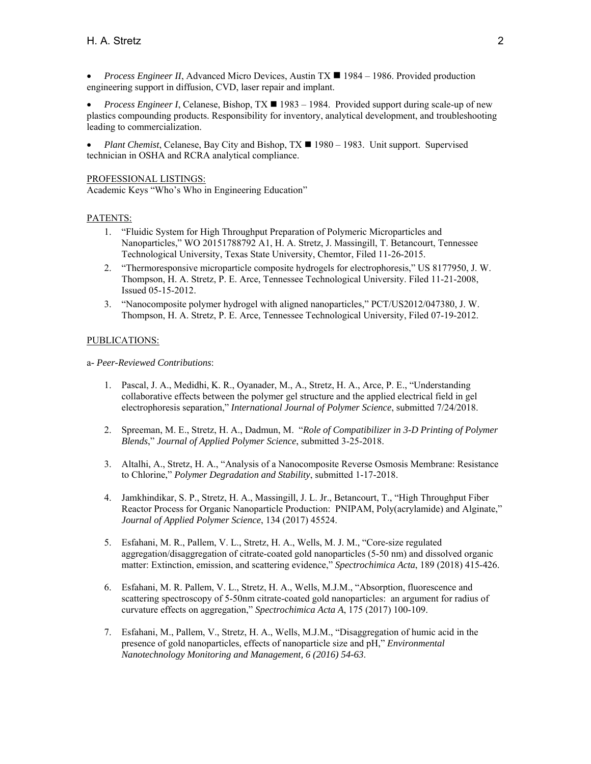- *Process Engineer II*, Advanced Micro Devices, Austin TX ■ 1984 – 1986. Provided production engineering support in diffusion, CVD, laser repair and implant.

- *Process Engineer I*, Celanese, Bishop, TX ■ 1983 – 1984. Provided support during scale-up of new plastics compounding products. Responsibility for inventory, analytical development, and troubleshooting leading to commercialization.

- *Plant Chemist*, Celanese, Bay City and Bishop, TX ■ 1980 – 1983. Unit support. Supervised technician in OSHA and RCRA analytical compliance.

PROFESSIONAL LISTINGS:

Academic Keys "Who's Who in Engineering Education"

PATENTS:

1. "Fluidic System for High Throughput Preparation of Polymeric Microparticles and Nanoparticles," WO 20151788792 A1, H. A. Stretz, J. Massingill, T. Betancourt, Tennessee Technological University, Texas State University, Chemtor, Filed 11-26-2015.
2. "Thermoresponsive microparticle composite hydrogels for electrophoresis," US 8177950, J. W. Thompson, H. A. Stretz, P. E. Arce, Tennessee Technological University. Filed 11-21-2008, Issued 05-15-2012.
3. "Nanocomposite polymer hydrogel with aligned nanoparticles," PCT/US2012/047380, J. W. Thompson, H. A. Stretz, P. E. Arce, Tennessee Technological University, Filed 07-19-2012.

PUBLICATIONS:

a- *Peer-Reviewed Contributions*:

1. Pascal, J. A., Medidhi, K. R., Oyanader, M., A., Stretz, H. A., Arce, P. E., "Understanding collaborative effects between the polymer gel structure and the applied electrical field in gel electrophoresis separation," *International Journal of Polymer Science*, submitted 7/24/2018.

2. Spreeman, M. E., Stretz, H. A., Dadmun, M. "*Role of Compatibilizer in 3-D Printing of Polymer Blends*," *Journal of Applied Polymer Science*, submitted 3-25-2018.

3. Altalhi, A., Stretz, H. A., "Analysis of a Nanocomposite Reverse Osmosis Membrane: Resistance to Chlorine," *Polymer Degradation and Stability*, submitted 1-17-2018.

4. Jamkhindikar, S. P., Stretz, H. A., Massingill, J. L. Jr., Betancourt, T., "High Throughput Fiber Reactor Process for Organic Nanoparticle Production: PNIPAM, Poly(acrylamide) and Alginate," *Journal of Applied Polymer Science*, 134 (2017) 45524.

5. Esfahani, M. R., Pallem, V. L., Stretz, H. A., Wells, M. J. M., "Core-size regulated aggregation/disaggregation of citrate-coated gold nanoparticles (5-50 nm) and dissolved organic matter: Extinction, emission, and scattering evidence," *Spectrochimica Acta*, 189 (2018) 415-426.

6. Esfahani, M. R. Pallem, V. L., Stretz, H. A., Wells, M.J.M., "Absorption, fluorescence and scattering spectroscopy of 5-50nm citrate-coated gold nanoparticles: an argument for radius of curvature effects on aggregation," *Spectrochimica Acta A*, 175 (2017) 100-109.

7. Esfahani, M., Pallem, V., Stretz, H. A., Wells, M.J.M., "Disaggregation of humic acid in the presence of gold nanoparticles, effects of nanoparticle size and pH," *Environmental Nanotechnology Monitoring and Management, 6 (2016) 54-63*.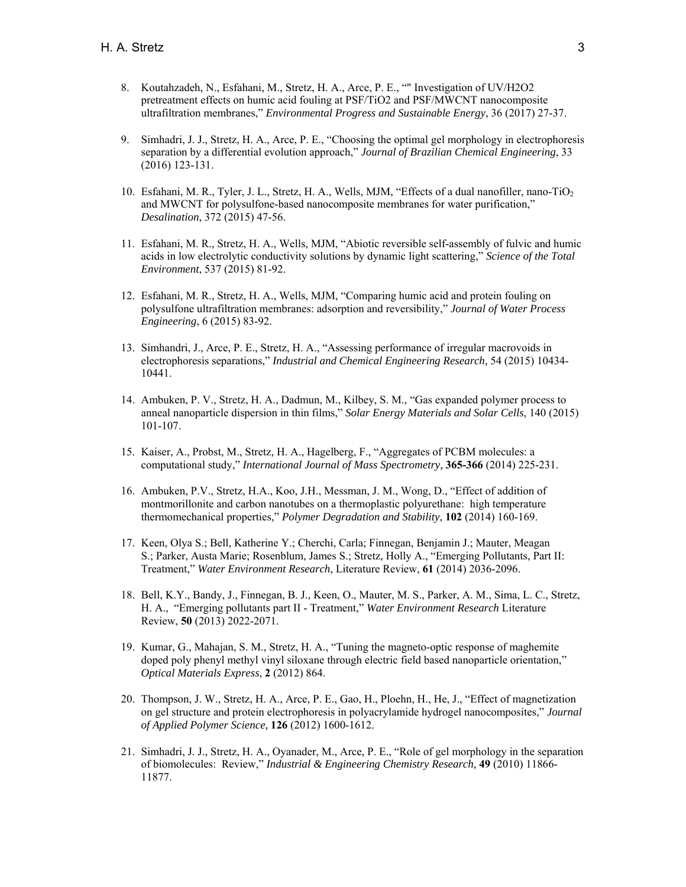8. Koutahzadeh, N., Esfahani, M., Stretz, H. A., Arce, P. E., "" Investigation of UV/H2O2 pretreatment effects on humic acid fouling at PSF/TiO2 and PSF/MWCNT nanocomposite ultrafiltration membranes," *Environmental Progress and Sustainable Energy*, 36 (2017) 27-37.

9. Simhadri, J. J., Stretz, H. A., Arce, P. E., "Choosing the optimal gel morphology in electrophoresis separation by a differential evolution approach," *Journal of Brazilian Chemical Engineering*, 33 (2016) 123-131.

10. Esfahani, M. R., Tyler, J. L., Stretz, H. A., Wells, MJM, "Effects of a dual nanofiller, nano-$TiO_2$ and MWCNT for polysulfone-based nanocomposite membranes for water purification," *Desalination*, 372 (2015) 47-56.

11. Esfahani, M. R., Stretz, H. A., Wells, MJM, "Abiotic reversible self-assembly of fulvic and humic acids in low electrolytic conductivity solutions by dynamic light scattering," *Science of the Total Environment*, 537 (2015) 81-92.

12. Esfahani, M. R., Stretz, H. A., Wells, MJM, "Comparing humic acid and protein fouling on polysulfone ultrafiltration membranes: adsorption and reversibility," *Journal of Water Process Engineering*, 6 (2015) 83-92.

13. Simhandri, J., Arce, P. E., Stretz, H. A., "Assessing performance of irregular macrovoids in electrophoresis separations," *Industrial and Chemical Engineering Research*, 54 (2015) 10434-10441.

14. Ambuken, P. V., Stretz, H. A., Dadmun, M., Kilbey, S. M., "Gas expanded polymer process to anneal nanoparticle dispersion in thin films," *Solar Energy Materials and Solar Cells*, 140 (2015) 101-107.

15. Kaiser, A., Probst, M., Stretz, H. A., Hagelberg, F., "Aggregates of PCBM molecules: a computational study," *International Journal of Mass Spectrometry,* **365-366** (2014) 225-231.

16. Ambuken, P.V., Stretz, H.A., Koo, J.H., Messman, J. M., Wong, D., "Effect of addition of montmorillonite and carbon nanotubes on a thermoplastic polyurethane: high temperature thermomechanical properties," *Polymer Degradation and Stability*, **102** (2014) 160-169.

17. Keen, Olya S.; Bell, Katherine Y.; Cherchi, Carla; Finnegan, Benjamin J.; Mauter, Meagan S.; Parker, Austa Marie; Rosenblum, James S.; Stretz, Holly A., "Emerging Pollutants, Part II: Treatment," *Water Environment Research*, Literature Review, **61** (2014) 2036-2096.

18. Bell, K.Y., Bandy, J., Finnegan, B. J., Keen, O., Mauter, M. S., Parker, A. M., Sima, L. C., Stretz, H. A., "Emerging pollutants part II - Treatment," *Water Environment Research* Literature Review, **50** (2013) 2022-2071.

19. Kumar, G., Mahajan, S. M., Stretz, H. A., "Tuning the magneto-optic response of maghemite doped poly phenyl methyl vinyl siloxane through electric field based nanoparticle orientation," *Optical Materials Express*, **2** (2012) 864.

20. Thompson, J. W., Stretz, H. A., Arce, P. E., Gao, H., Ploehn, H., He, J., "Effect of magnetization on gel structure and protein electrophoresis in polyacrylamide hydrogel nanocomposites," *Journal of Applied Polymer Science,* **126** (2012) 1600-1612.

21. Simhadri, J. J., Stretz, H. A., Oyanader, M., Arce, P. E., "Role of gel morphology in the separation of biomolecules: Review," *Industrial & Engineering Chemistry Research,* **49** (2010) 11866-11877.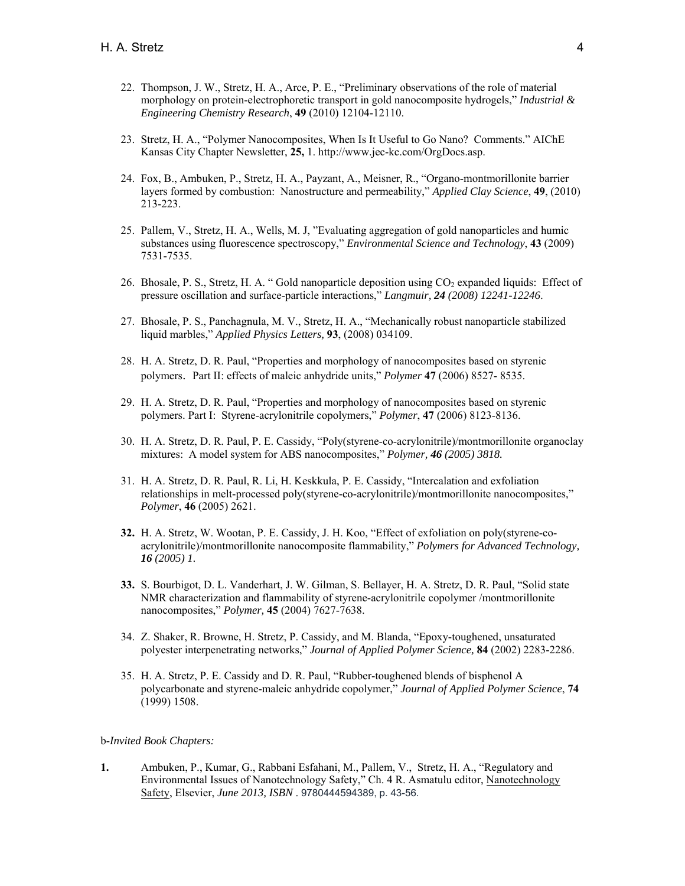22. Thompson, J. W., Stretz, H. A., Arce, P. E., "Preliminary observations of the role of material morphology on protein-electrophoretic transport in gold nanocomposite hydrogels," *Industrial & Engineering Chemistry Research*, **49** (2010) 12104-12110.

23. Stretz, H. A., "Polymer Nanocomposites, When Is It Useful to Go Nano? Comments." AIChE Kansas City Chapter Newsletter, **25,** 1. http://www.jec-kc.com/OrgDocs.asp.

24. Fox, B., Ambuken, P., Stretz, H. A., Payzant, A., Meisner, R., "Organo-montmorillonite barrier layers formed by combustion: Nanostructure and permeability," *Applied Clay Science*, **49**, (2010) 213-223.

25. Pallem, V., Stretz, H. A., Wells, M. J, "Evaluating aggregation of gold nanoparticles and humic substances using fluorescence spectroscopy," *Environmental Science and Technology*, **43** (2009) 7531-7535.

26. Bhosale, P. S., Stretz, H. A. " Gold nanoparticle deposition using $CO_2$ expanded liquids: Effect of pressure oscillation and surface-particle interactions," *Langmuir, 24 (2008) 12241-12246*.

27. Bhosale, P. S., Panchagnula, M. V., Stretz, H. A., "Mechanically robust nanoparticle stabilized liquid marbles," *Applied Physics Letters,* **93**, (2008) 034109.

28. H. A. Stretz, D. R. Paul, "Properties and morphology of nanocomposites based on styrenic polymers. Part II: effects of maleic anhydride units," *Polymer* **47** (2006) 8527- 8535.

29. H. A. Stretz, D. R. Paul, "Properties and morphology of nanocomposites based on styrenic polymers. Part I: Styrene-acrylonitrile copolymers," *Polymer*, **47** (2006) 8123-8136.

30. H. A. Stretz, D. R. Paul, P. E. Cassidy, "Poly(styrene-co-acrylonitrile)/montmorillonite organoclay mixtures: A model system for ABS nanocomposites," *Polymer, **46** (2005) 3818.*

31. H. A. Stretz, D. R. Paul, R. Li, H. Keskkula, P. E. Cassidy, "Intercalation and exfoliation relationships in melt-processed poly(styrene-co-acrylonitrile)/montmorillonite nanocomposites," *Polymer*, **46** (2005) 2621.

32. H. A. Stretz, W. Wootan, P. E. Cassidy, J. H. Koo, "Effect of exfoliation on poly(styrene-co-acrylonitrile)/montmorillonite nanocomposite flammability," *Polymers for Advanced Technology, **16** (2005) 1.*

33. S. Bourbigot, D. L. Vanderhart, J. W. Gilman, S. Bellayer, H. A. Stretz, D. R. Paul, "Solid state NMR characterization and flammability of styrene-acrylonitrile copolymer /montmorillonite nanocomposites," *Polymer,* **45** (2004) 7627-7638.

34. Z. Shaker, R. Browne, H. Stretz, P. Cassidy, and M. Blanda, "Epoxy-toughened, unsaturated polyester interpenetrating networks," *Journal of Applied Polymer Science,* **84** (2002) 2283-2286.

35. H. A. Stretz, P. E. Cassidy and D. R. Paul, "Rubber-toughened blends of bisphenol A polycarbonate and styrene-maleic anhydride copolymer," *Journal of Applied Polymer Science*, **74** (1999) 1508.

b-*Invited Book Chapters:*

**1.** Ambuken, P., Kumar, G., Rabbani Esfahani, M., Pallem, V., Stretz, H. A., "Regulatory and Environmental Issues of Nanotechnology Safety," Ch. 4 R. Asmatulu editor, Nanotechnology Safety, Elsevier, *June 2013, ISBN* . 9780444594389, p. 43-56.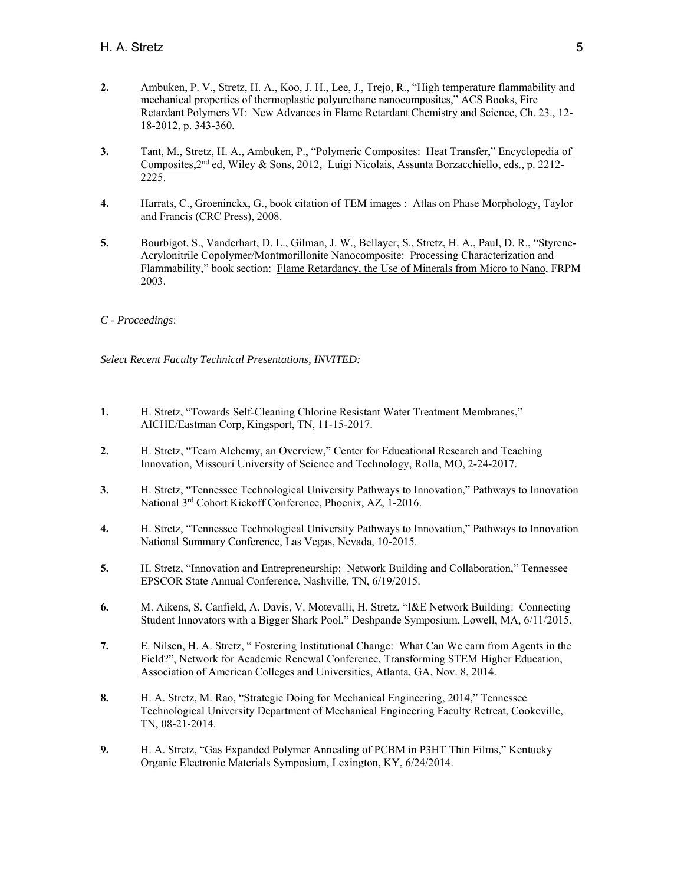**2.** Ambuken, P. V., Stretz, H. A., Koo, J. H., Lee, J., Trejo, R., "High temperature flammability and mechanical properties of thermoplastic polyurethane nanocomposites," ACS Books, Fire Retardant Polymers VI: New Advances in Flame Retardant Chemistry and Science, Ch. 23., 12-18-2012, p. 343-360.

**3.** Tant, M., Stretz, H. A., Ambuken, P., "Polymeric Composites: Heat Transfer," Encyclopedia of Composites, 2nd ed, Wiley & Sons, 2012, Luigi Nicolais, Assunta Borzacchiello, eds., p. 2212-2225.

**4.** Harrats, C., Groeninckx, G., book citation of TEM images : Atlas on Phase Morphology, Taylor and Francis (CRC Press), 2008.

**5.** Bourbigot, S., Vanderhart, D. L., Gilman, J. W., Bellayer, S., Stretz, H. A., Paul, D. R., "Styrene-Acrylonitrile Copolymer/Montmorillonite Nanocomposite: Processing Characterization and Flammability," book section: Flame Retardancy, the Use of Minerals from Micro to Nano, FRPM 2003.

*C - Proceedings*:

*Select Recent Faculty Technical Presentations, INVITED:*

**1.** H. Stretz, "Towards Self-Cleaning Chlorine Resistant Water Treatment Membranes," AICHE/Eastman Corp, Kingsport, TN, 11-15-2017.

**2.** H. Stretz, "Team Alchemy, an Overview," Center for Educational Research and Teaching Innovation, Missouri University of Science and Technology, Rolla, MO, 2-24-2017.

**3.** H. Stretz, "Tennessee Technological University Pathways to Innovation," Pathways to Innovation National 3rd Cohort Kickoff Conference, Phoenix, AZ, 1-2016.

**4.** H. Stretz, "Tennessee Technological University Pathways to Innovation," Pathways to Innovation National Summary Conference, Las Vegas, Nevada, 10-2015.

**5.** H. Stretz, "Innovation and Entrepreneurship: Network Building and Collaboration," Tennessee EPSCOR State Annual Conference, Nashville, TN, 6/19/2015.

**6.** M. Aikens, S. Canfield, A. Davis, V. Motevalli, H. Stretz, "I&E Network Building: Connecting Student Innovators with a Bigger Shark Pool," Deshpande Symposium, Lowell, MA, 6/11/2015.

**7.** E. Nilsen, H. A. Stretz, " Fostering Institutional Change: What Can We earn from Agents in the Field?", Network for Academic Renewal Conference, Transforming STEM Higher Education, Association of American Colleges and Universities, Atlanta, GA, Nov. 8, 2014.

**8.** H. A. Stretz, M. Rao, "Strategic Doing for Mechanical Engineering, 2014," Tennessee Technological University Department of Mechanical Engineering Faculty Retreat, Cookeville, TN, 08-21-2014.

**9.** H. A. Stretz, "Gas Expanded Polymer Annealing of PCBM in P3HT Thin Films," Kentucky Organic Electronic Materials Symposium, Lexington, KY, 6/24/2014.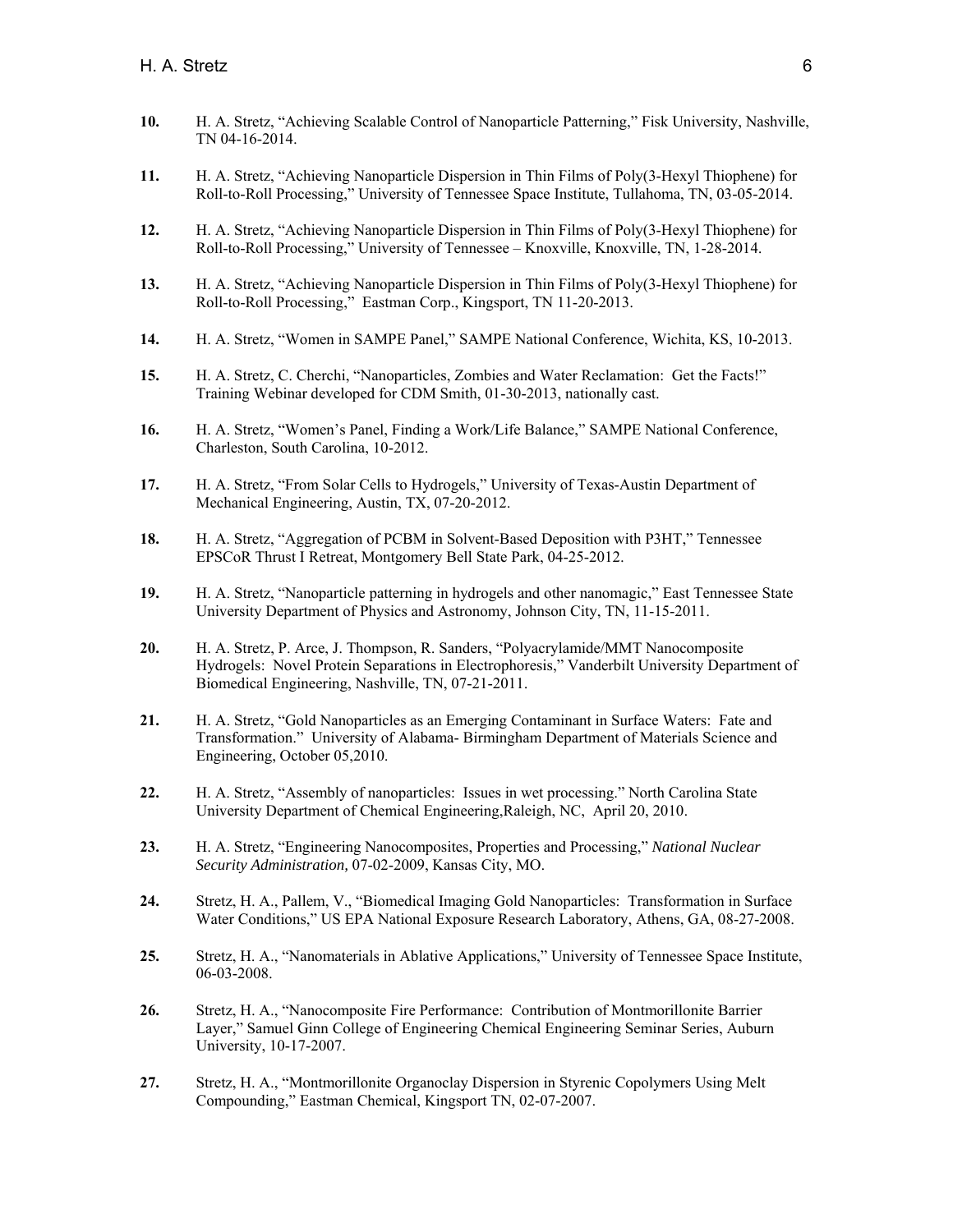**10.** H. A. Stretz, "Achieving Scalable Control of Nanoparticle Patterning," Fisk University, Nashville, TN 04-16-2014.

**11.** H. A. Stretz, "Achieving Nanoparticle Dispersion in Thin Films of Poly(3-Hexyl Thiophene) for Roll-to-Roll Processing," University of Tennessee Space Institute, Tullahoma, TN, 03-05-2014.

**12.** H. A. Stretz, "Achieving Nanoparticle Dispersion in Thin Films of Poly(3-Hexyl Thiophene) for Roll-to-Roll Processing," University of Tennessee – Knoxville, Knoxville, TN, 1-28-2014.

**13.** H. A. Stretz, "Achieving Nanoparticle Dispersion in Thin Films of Poly(3-Hexyl Thiophene) for Roll-to-Roll Processing," Eastman Corp., Kingsport, TN 11-20-2013.

**14.** H. A. Stretz, "Women in SAMPE Panel," SAMPE National Conference, Wichita, KS, 10-2013.

**15.** H. A. Stretz, C. Cherchi, "Nanoparticles, Zombies and Water Reclamation: Get the Facts!" Training Webinar developed for CDM Smith, 01-30-2013, nationally cast.

**16.** H. A. Stretz, "Women's Panel, Finding a Work/Life Balance," SAMPE National Conference, Charleston, South Carolina, 10-2012.

**17.** H. A. Stretz, "From Solar Cells to Hydrogels," University of Texas-Austin Department of Mechanical Engineering, Austin, TX, 07-20-2012.

**18.** H. A. Stretz, "Aggregation of PCBM in Solvent-Based Deposition with P3HT," Tennessee EPSCoR Thrust I Retreat, Montgomery Bell State Park, 04-25-2012.

**19.** H. A. Stretz, "Nanoparticle patterning in hydrogels and other nanomagic," East Tennessee State University Department of Physics and Astronomy, Johnson City, TN, 11-15-2011.

**20.** H. A. Stretz, P. Arce, J. Thompson, R. Sanders, "Polyacrylamide/MMT Nanocomposite Hydrogels: Novel Protein Separations in Electrophoresis," Vanderbilt University Department of Biomedical Engineering, Nashville, TN, 07-21-2011.

**21.** H. A. Stretz, "Gold Nanoparticles as an Emerging Contaminant in Surface Waters: Fate and Transformation." University of Alabama- Birmingham Department of Materials Science and Engineering, October 05,2010.

**22.** H. A. Stretz, "Assembly of nanoparticles: Issues in wet processing." North Carolina State University Department of Chemical Engineering,Raleigh, NC, April 20, 2010.

**23.** H. A. Stretz, "Engineering Nanocomposites, Properties and Processing," *National Nuclear Security Administration,* 07-02-2009, Kansas City, MO.

**24.** Stretz, H. A., Pallem, V., "Biomedical Imaging Gold Nanoparticles: Transformation in Surface Water Conditions," US EPA National Exposure Research Laboratory, Athens, GA, 08-27-2008.

**25.** Stretz, H. A., "Nanomaterials in Ablative Applications," University of Tennessee Space Institute, 06-03-2008.

**26.** Stretz, H. A., "Nanocomposite Fire Performance: Contribution of Montmorillonite Barrier Layer," Samuel Ginn College of Engineering Chemical Engineering Seminar Series, Auburn University, 10-17-2007.

**27.** Stretz, H. A., "Montmorillonite Organoclay Dispersion in Styrenic Copolymers Using Melt Compounding," Eastman Chemical, Kingsport TN, 02-07-2007.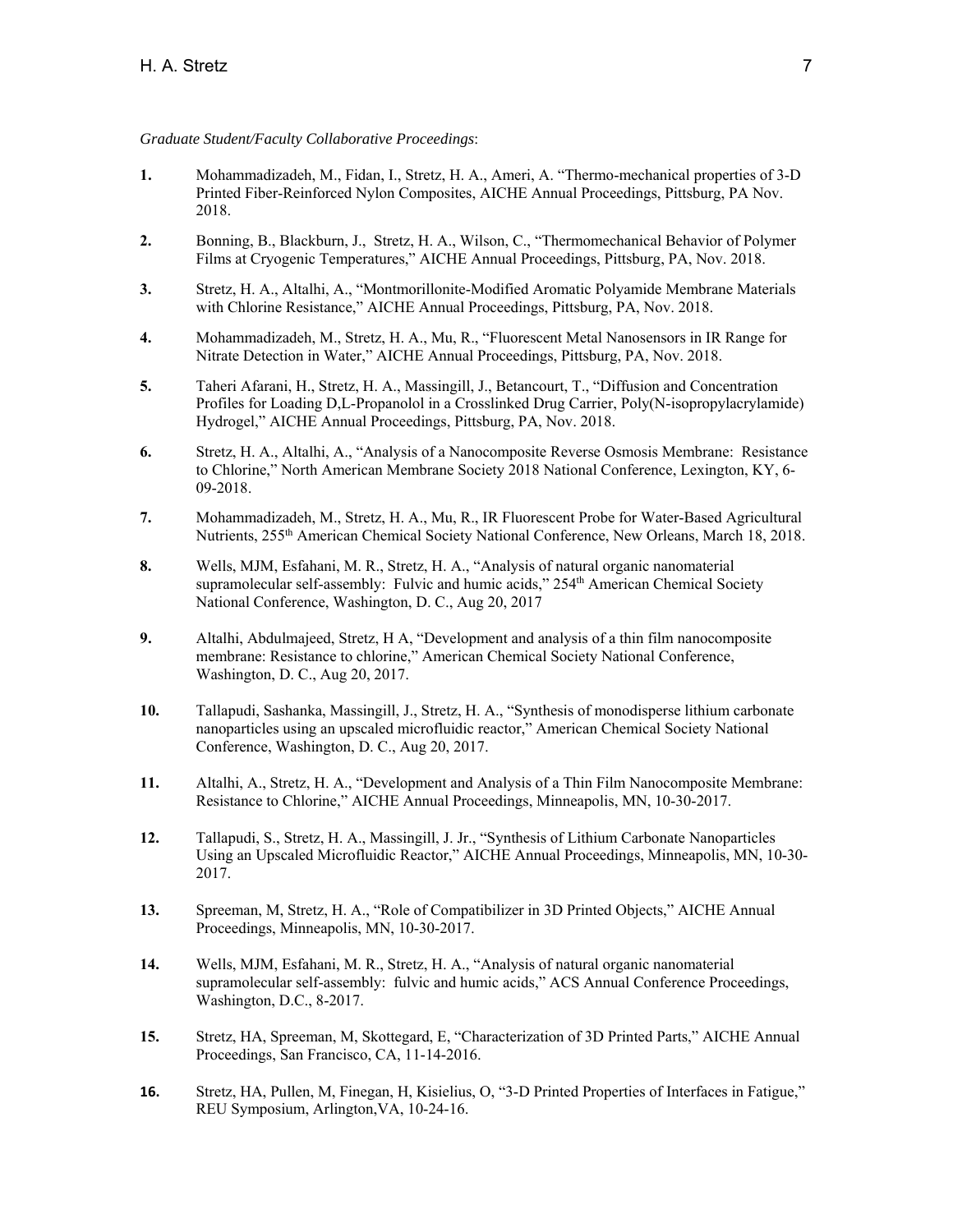*Graduate Student/Faculty Collaborative Proceedings*:

**1.** Mohammadizadeh, M., Fidan, I., Stretz, H. A., Ameri, A. "Thermo-mechanical properties of 3-D Printed Fiber-Reinforced Nylon Composites, AICHE Annual Proceedings, Pittsburg, PA Nov. 2018.

**2.** Bonning, B., Blackburn, J., Stretz, H. A., Wilson, C., "Thermomechanical Behavior of Polymer Films at Cryogenic Temperatures," AICHE Annual Proceedings, Pittsburg, PA, Nov. 2018.

**3.** Stretz, H. A., Altalhi, A., "Montmorillonite-Modified Aromatic Polyamide Membrane Materials with Chlorine Resistance," AICHE Annual Proceedings, Pittsburg, PA, Nov. 2018.

**4.** Mohammadizadeh, M., Stretz, H. A., Mu, R., "Fluorescent Metal Nanosensors in IR Range for Nitrate Detection in Water," AICHE Annual Proceedings, Pittsburg, PA, Nov. 2018.

**5.** Taheri Afarani, H., Stretz, H. A., Massingill, J., Betancourt, T., "Diffusion and Concentration Profiles for Loading D,L-Propanolol in a Crosslinked Drug Carrier, Poly(N-isopropylacrylamide) Hydrogel," AICHE Annual Proceedings, Pittsburg, PA, Nov. 2018.

**6.** Stretz, H. A., Altalhi, A., "Analysis of a Nanocomposite Reverse Osmosis Membrane: Resistance to Chlorine," North American Membrane Society 2018 National Conference, Lexington, KY, 6-09-2018.

**7.** Mohammadizadeh, M., Stretz, H. A., Mu, R., IR Fluorescent Probe for Water-Based Agricultural Nutrients, 255th American Chemical Society National Conference, New Orleans, March 18, 2018.

**8.** Wells, MJM, Esfahani, M. R., Stretz, H. A., "Analysis of natural organic nanomaterial supramolecular self-assembly: Fulvic and humic acids," 254th American Chemical Society National Conference, Washington, D. C., Aug 20, 2017

**9.** Altalhi, Abdulmajeed, Stretz, H A, "Development and analysis of a thin film nanocomposite membrane: Resistance to chlorine," American Chemical Society National Conference, Washington, D. C., Aug 20, 2017.

**10.** Tallapudi, Sashanka, Massingill, J., Stretz, H. A., "Synthesis of monodisperse lithium carbonate nanoparticles using an upscaled microfluidic reactor," American Chemical Society National Conference, Washington, D. C., Aug 20, 2017.

**11.** Altalhi, A., Stretz, H. A., "Development and Analysis of a Thin Film Nanocomposite Membrane: Resistance to Chlorine," AICHE Annual Proceedings, Minneapolis, MN, 10-30-2017.

**12.** Tallapudi, S., Stretz, H. A., Massingill, J. Jr., "Synthesis of Lithium Carbonate Nanoparticles Using an Upscaled Microfluidic Reactor," AICHE Annual Proceedings, Minneapolis, MN, 10-30-2017.

**13.** Spreeman, M, Stretz, H. A., "Role of Compatibilizer in 3D Printed Objects," AICHE Annual Proceedings, Minneapolis, MN, 10-30-2017.

**14.** Wells, MJM, Esfahani, M. R., Stretz, H. A., "Analysis of natural organic nanomaterial supramolecular self-assembly: fulvic and humic acids," ACS Annual Conference Proceedings, Washington, D.C., 8-2017.

**15.** Stretz, HA, Spreeman, M, Skottegard, E, "Characterization of 3D Printed Parts," AICHE Annual Proceedings, San Francisco, CA, 11-14-2016.

**16.** Stretz, HA, Pullen, M, Finegan, H, Kisielius, O, "3-D Printed Properties of Interfaces in Fatigue," REU Symposium, Arlington,VA, 10-24-16.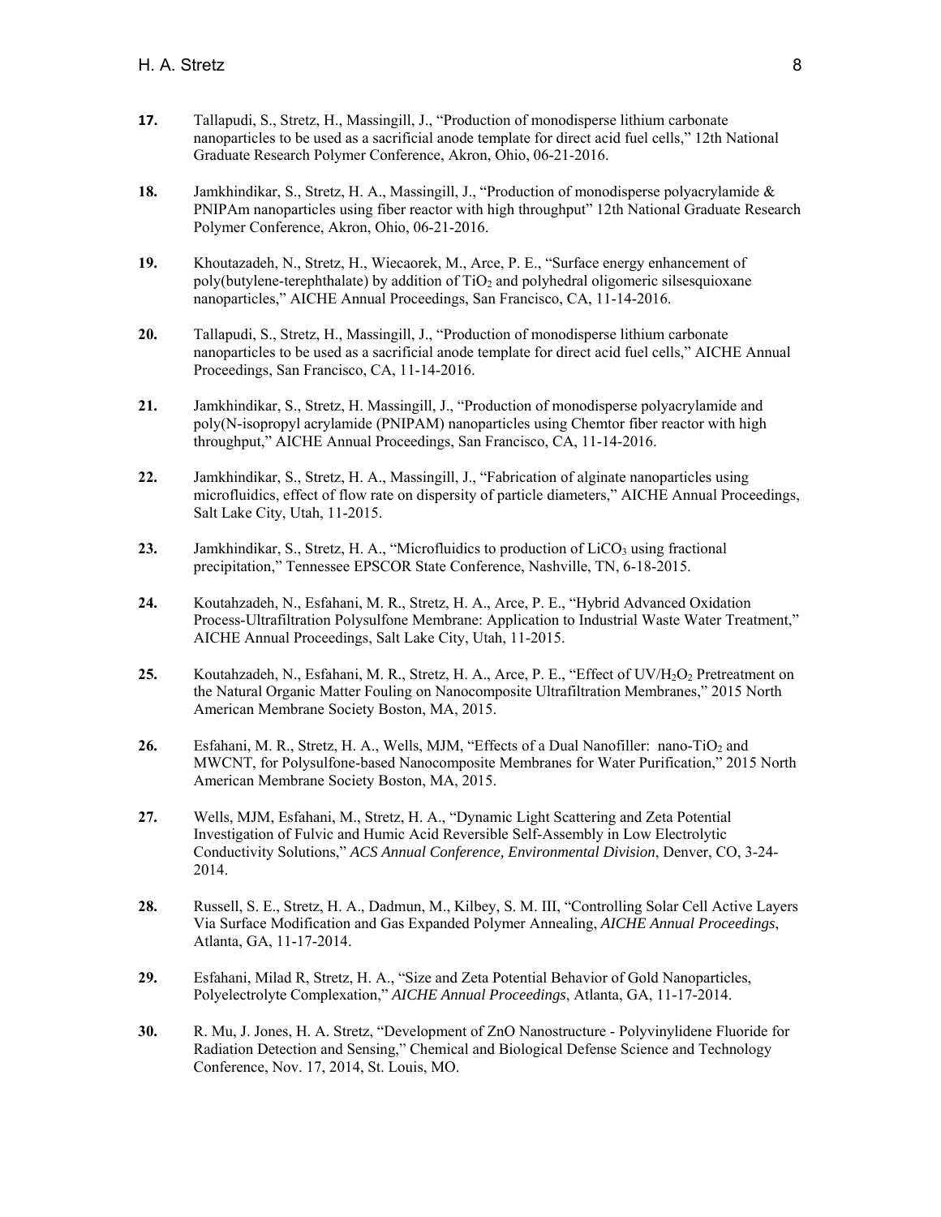**17.** Tallapudi, S., Stretz, H., Massingill, J., "Production of monodisperse lithium carbonate nanoparticles to be used as a sacrificial anode template for direct acid fuel cells," 12th National Graduate Research Polymer Conference, Akron, Ohio, 06-21-2016.

**18.** Jamkhindikar, S., Stretz, H. A., Massingill, J., "Production of monodisperse polyacrylamide & PNIPAm nanoparticles using fiber reactor with high throughput" 12th National Graduate Research Polymer Conference, Akron, Ohio, 06-21-2016.

**19.** Khoutazadeh, N., Stretz, H., Wiecaorek, M., Arce, P. E., "Surface energy enhancement of poly(butylene-terephthalate) by addition of $TiO_2$ and polyhedral oligomeric silsesquioxane nanoparticles," AICHE Annual Proceedings, San Francisco, CA, 11-14-2016.

**20.** Tallapudi, S., Stretz, H., Massingill, J., "Production of monodisperse lithium carbonate nanoparticles to be used as a sacrificial anode template for direct acid fuel cells," AICHE Annual Proceedings, San Francisco, CA, 11-14-2016.

**21.** Jamkhindikar, S., Stretz, H. Massingill, J., "Production of monodisperse polyacrylamide and poly(N-isopropyl acrylamide (PNIPAM) nanoparticles using Chemtor fiber reactor with high throughput," AICHE Annual Proceedings, San Francisco, CA, 11-14-2016.

**22.** Jamkhindikar, S., Stretz, H. A., Massingill, J., "Fabrication of alginate nanoparticles using microfluidics, effect of flow rate on dispersity of particle diameters," AICHE Annual Proceedings, Salt Lake City, Utah, 11-2015.

**23.** Jamkhindikar, S., Stretz, H. A., "Microfluidics to production of $LiCO_3$ using fractional precipitation," Tennessee EPSCOR State Conference, Nashville, TN, 6-18-2015.

**24.** Koutahzadeh, N., Esfahani, M. R., Stretz, H. A., Arce, P. E., "Hybrid Advanced Oxidation Process-Ultrafiltration Polysulfone Membrane: Application to Industrial Waste Water Treatment," AICHE Annual Proceedings, Salt Lake City, Utah, 11-2015.

**25.** Koutahzadeh, N., Esfahani, M. R., Stretz, H. A., Arce, P. E., "Effect of $UV/H_2O_2$ Pretreatment on the Natural Organic Matter Fouling on Nanocomposite Ultrafiltration Membranes," 2015 North American Membrane Society Boston, MA, 2015.

**26.** Esfahani, M. R., Stretz, H. A., Wells, MJM, "Effects of a Dual Nanofiller: nano-$TiO_2$ and MWCNT, for Polysulfone-based Nanocomposite Membranes for Water Purification," 2015 North American Membrane Society Boston, MA, 2015.

**27.** Wells, MJM, Esfahani, M., Stretz, H. A., "Dynamic Light Scattering and Zeta Potential Investigation of Fulvic and Humic Acid Reversible Self-Assembly in Low Electrolytic Conductivity Solutions," *ACS Annual Conference, Environmental Division*, Denver, CO, 3-24-2014.

**28.** Russell, S. E., Stretz, H. A., Dadmun, M., Kilbey, S. M. III, "Controlling Solar Cell Active Layers Via Surface Modification and Gas Expanded Polymer Annealing, *AICHE Annual Proceedings*, Atlanta, GA, 11-17-2014.

**29.** Esfahani, Milad R, Stretz, H. A., "Size and Zeta Potential Behavior of Gold Nanoparticles, Polyelectrolyte Complexation," *AICHE Annual Proceedings*, Atlanta, GA, 11-17-2014.

**30.** R. Mu, J. Jones, H. A. Stretz, "Development of ZnO Nanostructure - Polyvinylidene Fluoride for Radiation Detection and Sensing," Chemical and Biological Defense Science and Technology Conference, Nov. 17, 2014, St. Louis, MO.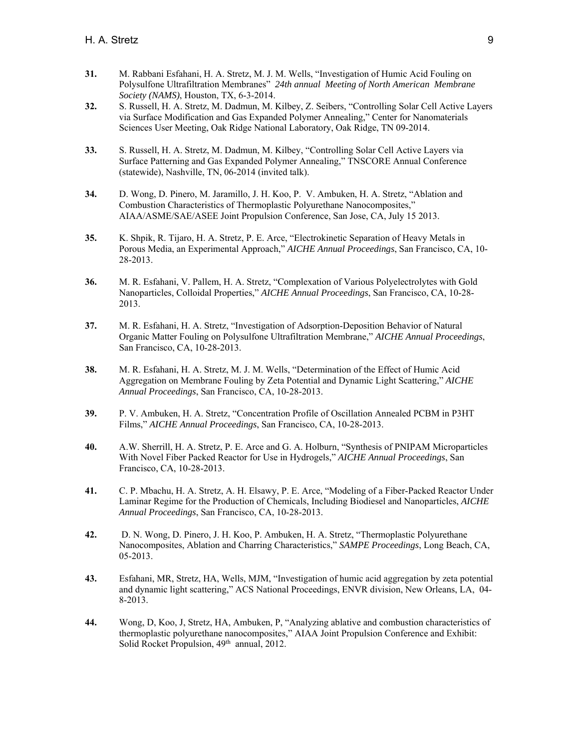**31.** M. Rabbani Esfahani, H. A. Stretz, M. J. M. Wells, "Investigation of Humic Acid Fouling on Polysulfone Ultrafiltration Membranes" *24th annual Meeting of North American Membrane Society (NAMS)*, Houston, TX, 6-3-2014.

**32.** S. Russell, H. A. Stretz, M. Dadmun, M. Kilbey, Z. Seibers, "Controlling Solar Cell Active Layers via Surface Modification and Gas Expanded Polymer Annealing," Center for Nanomaterials Sciences User Meeting, Oak Ridge National Laboratory, Oak Ridge, TN 09-2014.

**33.** S. Russell, H. A. Stretz, M. Dadmun, M. Kilbey, "Controlling Solar Cell Active Layers via Surface Patterning and Gas Expanded Polymer Annealing," TNSCORE Annual Conference (statewide), Nashville, TN, 06-2014 (invited talk).

**34.** D. Wong, D. Pinero, M. Jaramillo, J. H. Koo, P. V. Ambuken, H. A. Stretz, "Ablation and Combustion Characteristics of Thermoplastic Polyurethane Nanocomposites," AIAA/ASME/SAE/ASEE Joint Propulsion Conference, San Jose, CA, July 15 2013.

**35.** K. Shpik, R. Tijaro, H. A. Stretz, P. E. Arce, "Electrokinetic Separation of Heavy Metals in Porous Media, an Experimental Approach," *AICHE Annual Proceedings*, San Francisco, CA, 10-28-2013.

**36.** M. R. Esfahani, V. Pallem, H. A. Stretz, "Complexation of Various Polyelectrolytes with Gold Nanoparticles, Colloidal Properties," *AICHE Annual Proceedings*, San Francisco, CA, 10-28-2013.

**37.** M. R. Esfahani, H. A. Stretz, "Investigation of Adsorption-Deposition Behavior of Natural Organic Matter Fouling on Polysulfone Ultrafiltration Membrane," *AICHE Annual Proceedings*, San Francisco, CA, 10-28-2013.

**38.** M. R. Esfahani, H. A. Stretz, M. J. M. Wells, "Determination of the Effect of Humic Acid Aggregation on Membrane Fouling by Zeta Potential and Dynamic Light Scattering," *AICHE Annual Proceedings*, San Francisco, CA, 10-28-2013.

**39.** P. V. Ambuken, H. A. Stretz, "Concentration Profile of Oscillation Annealed PCBM in P3HT Films," *AICHE Annual Proceedings*, San Francisco, CA, 10-28-2013.

**40.** A.W. Sherrill, H. A. Stretz, P. E. Arce and G. A. Holburn, "Synthesis of PNIPAM Microparticles With Novel Fiber Packed Reactor for Use in Hydrogels," *AICHE Annual Proceedings*, San Francisco, CA, 10-28-2013.

**41.** C. P. Mbachu, H. A. Stretz, A. H. Elsawy, P. E. Arce, "Modeling of a Fiber-Packed Reactor Under Laminar Regime for the Production of Chemicals, Including Biodiesel and Nanoparticles, *AICHE Annual Proceedings*, San Francisco, CA, 10-28-2013.

**42.** D. N. Wong, D. Pinero, J. H. Koo, P. Ambuken, H. A. Stretz, "Thermoplastic Polyurethane Nanocomposites, Ablation and Charring Characteristics," *SAMPE Proceedings*, Long Beach, CA, 05-2013.

**43.** Esfahani, MR, Stretz, HA, Wells, MJM, "Investigation of humic acid aggregation by zeta potential and dynamic light scattering," ACS National Proceedings, ENVR division, New Orleans, LA, 04-8-2013.

**44.** Wong, D, Koo, J, Stretz, HA, Ambuken, P, "Analyzing ablative and combustion characteristics of thermoplastic polyurethane nanocomposites," AIAA Joint Propulsion Conference and Exhibit: Solid Rocket Propulsion, 49th annual, 2012.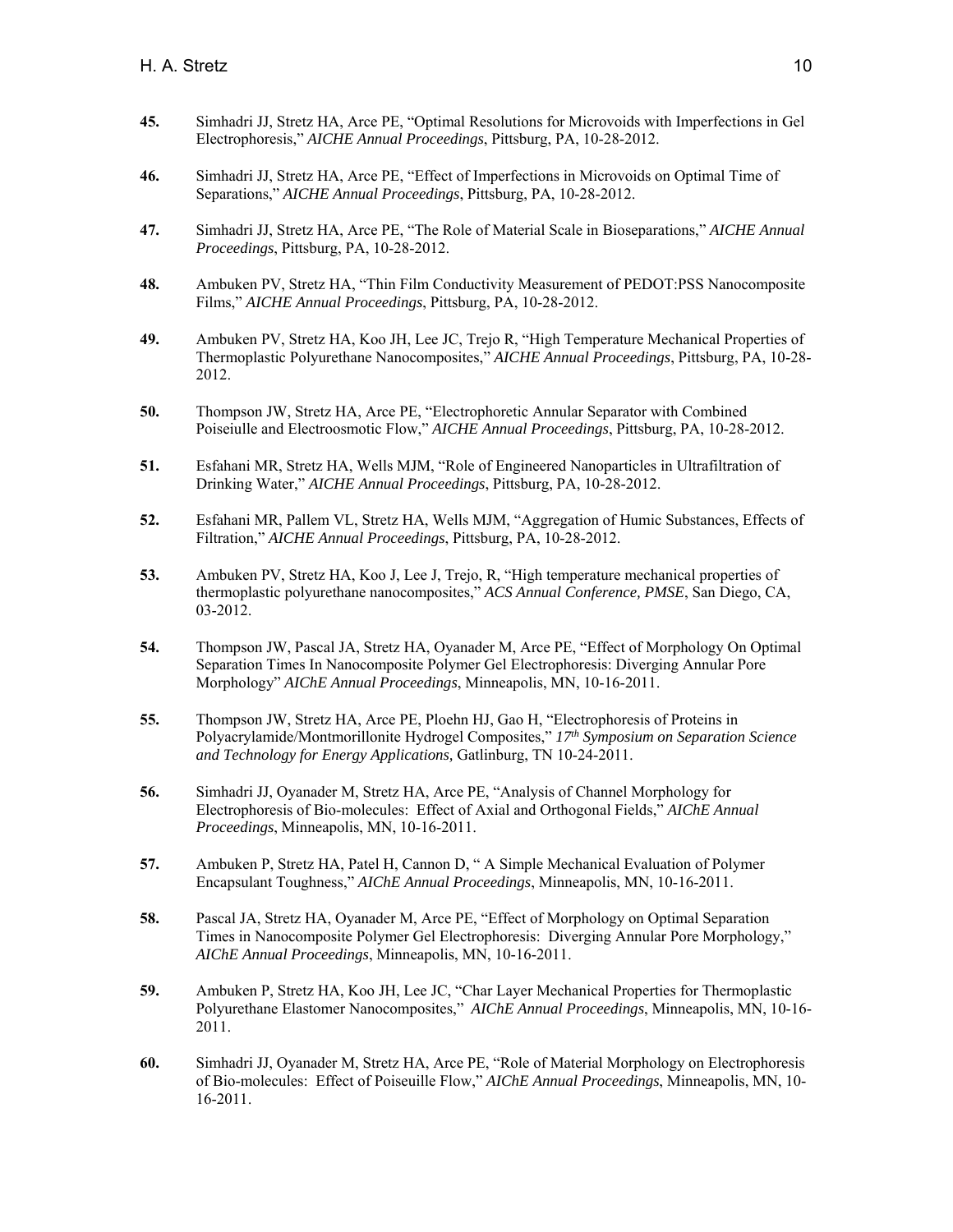**45.** Simhadri JJ, Stretz HA, Arce PE, "Optimal Resolutions for Microvoids with Imperfections in Gel Electrophoresis," *AICHE Annual Proceedings*, Pittsburg, PA, 10-28-2012.

**46.** Simhadri JJ, Stretz HA, Arce PE, "Effect of Imperfections in Microvoids on Optimal Time of Separations," *AICHE Annual Proceedings*, Pittsburg, PA, 10-28-2012.

**47.** Simhadri JJ, Stretz HA, Arce PE, "The Role of Material Scale in Bioseparations," *AICHE Annual Proceedings*, Pittsburg, PA, 10-28-2012.

**48.** Ambuken PV, Stretz HA, "Thin Film Conductivity Measurement of PEDOT:PSS Nanocomposite Films," *AICHE Annual Proceedings*, Pittsburg, PA, 10-28-2012.

**49.** Ambuken PV, Stretz HA, Koo JH, Lee JC, Trejo R, "High Temperature Mechanical Properties of Thermoplastic Polyurethane Nanocomposites," *AICHE Annual Proceedings*, Pittsburg, PA, 10-28-2012.

**50.** Thompson JW, Stretz HA, Arce PE, "Electrophoretic Annular Separator with Combined Poiseiulle and Electroosmotic Flow," *AICHE Annual Proceedings*, Pittsburg, PA, 10-28-2012.

**51.** Esfahani MR, Stretz HA, Wells MJM, "Role of Engineered Nanoparticles in Ultrafiltration of Drinking Water," *AICHE Annual Proceedings*, Pittsburg, PA, 10-28-2012.

**52.** Esfahani MR, Pallem VL, Stretz HA, Wells MJM, "Aggregation of Humic Substances, Effects of Filtration," *AICHE Annual Proceedings*, Pittsburg, PA, 10-28-2012.

**53.** Ambuken PV, Stretz HA, Koo J, Lee J, Trejo, R, "High temperature mechanical properties of thermoplastic polyurethane nanocomposites," *ACS Annual Conference, PMSE*, San Diego, CA, 03-2012.

**54.** Thompson JW, Pascal JA, Stretz HA, Oyanader M, Arce PE, "Effect of Morphology On Optimal Separation Times In Nanocomposite Polymer Gel Electrophoresis: Diverging Annular Pore Morphology" *AIChE Annual Proceedings*, Minneapolis, MN, 10-16-2011.

**55.** Thompson JW, Stretz HA, Arce PE, Ploehn HJ, Gao H, "Electrophoresis of Proteins in Polyacrylamide/Montmorillonite Hydrogel Composites," *17th Symposium on Separation Science and Technology for Energy Applications,* Gatlinburg, TN 10-24-2011.

**56.** Simhadri JJ, Oyanader M, Stretz HA, Arce PE, "Analysis of Channel Morphology for Electrophoresis of Bio-molecules: Effect of Axial and Orthogonal Fields," *AIChE Annual Proceedings*, Minneapolis, MN, 10-16-2011.

**57.** Ambuken P, Stretz HA, Patel H, Cannon D, " A Simple Mechanical Evaluation of Polymer Encapsulant Toughness," *AIChE Annual Proceedings*, Minneapolis, MN, 10-16-2011.

**58.** Pascal JA, Stretz HA, Oyanader M, Arce PE, "Effect of Morphology on Optimal Separation Times in Nanocomposite Polymer Gel Electrophoresis: Diverging Annular Pore Morphology," *AIChE Annual Proceedings*, Minneapolis, MN, 10-16-2011.

**59.** Ambuken P, Stretz HA, Koo JH, Lee JC, "Char Layer Mechanical Properties for Thermoplastic Polyurethane Elastomer Nanocomposites," *AIChE Annual Proceedings*, Minneapolis, MN, 10-16-2011.

**60.** Simhadri JJ, Oyanader M, Stretz HA, Arce PE, "Role of Material Morphology on Electrophoresis of Bio-molecules: Effect of Poiseuille Flow," *AIChE Annual Proceedings*, Minneapolis, MN, 10-16-2011.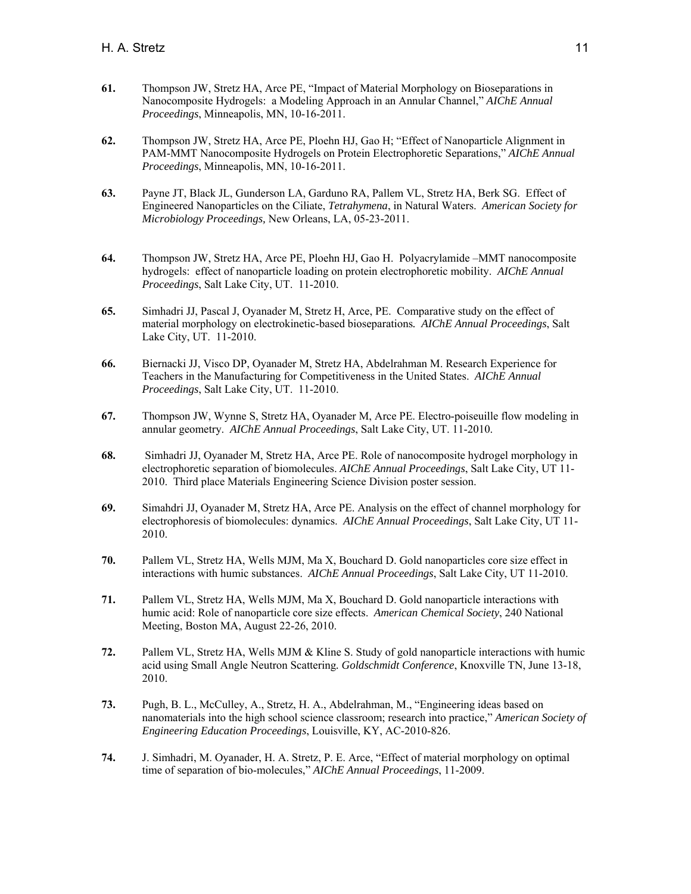**61.** Thompson JW, Stretz HA, Arce PE, "Impact of Material Morphology on Bioseparations in Nanocomposite Hydrogels: a Modeling Approach in an Annular Channel," *AIChE Annual Proceedings*, Minneapolis, MN, 10-16-2011.

**62.** Thompson JW, Stretz HA, Arce PE, Ploehn HJ, Gao H; "Effect of Nanoparticle Alignment in PAM-MMT Nanocomposite Hydrogels on Protein Electrophoretic Separations," *AIChE Annual Proceedings*, Minneapolis, MN, 10-16-2011.

**63.** Payne JT, Black JL, Gunderson LA, Garduno RA, Pallem VL, Stretz HA, Berk SG. Effect of Engineered Nanoparticles on the Ciliate, *Tetrahymena*, in Natural Waters. *American Society for Microbiology Proceedings,* New Orleans, LA, 05-23-2011.

**64.** Thompson JW, Stretz HA, Arce PE, Ploehn HJ, Gao H. Polyacrylamide –MMT nanocomposite hydrogels: effect of nanoparticle loading on protein electrophoretic mobility. *AIChE Annual Proceedings*, Salt Lake City, UT. 11-2010.

**65.** Simhadri JJ, Pascal J, Oyanader M, Stretz H, Arce, PE. Comparative study on the effect of material morphology on electrokinetic-based bioseparations*. AIChE Annual Proceedings*, Salt Lake City, UT. 11-2010.

**66.** Biernacki JJ, Visco DP, Oyanader M, Stretz HA, Abdelrahman M. Research Experience for Teachers in the Manufacturing for Competitiveness in the United States. *AIChE Annual Proceedings*, Salt Lake City, UT. 11-2010.

**67.** Thompson JW, Wynne S, Stretz HA, Oyanader M, Arce PE. Electro-poiseuille flow modeling in annular geometry. *AIChE Annual Proceedings*, Salt Lake City, UT. 11-2010.

**68.** Simhadri JJ, Oyanader M, Stretz HA, Arce PE. Role of nanocomposite hydrogel morphology in electrophoretic separation of biomolecules. *AIChE Annual Proceedings*, Salt Lake City, UT 11-2010. Third place Materials Engineering Science Division poster session.

**69.** Simahdri JJ, Oyanader M, Stretz HA, Arce PE. Analysis on the effect of channel morphology for electrophoresis of biomolecules: dynamics. *AIChE Annual Proceedings*, Salt Lake City, UT 11-2010.

**70.** Pallem VL, Stretz HA, Wells MJM, Ma X, Bouchard D. Gold nanoparticles core size effect in interactions with humic substances. *AIChE Annual Proceedings*, Salt Lake City, UT 11-2010.

**71.** Pallem VL, Stretz HA, Wells MJM, Ma X, Bouchard D. Gold nanoparticle interactions with humic acid: Role of nanoparticle core size effects. *American Chemical Society*, 240 National Meeting, Boston MA, August 22-26, 2010.

**72.** Pallem VL, Stretz HA, Wells MJM & Kline S. Study of gold nanoparticle interactions with humic acid using Small Angle Neutron Scattering*. Goldschmidt Conference*, Knoxville TN, June 13-18, 2010.

**73.** Pugh, B. L., McCulley, A., Stretz, H. A., Abdelrahman, M., "Engineering ideas based on nanomaterials into the high school science classroom; research into practice," *American Society of Engineering Education Proceedings*, Louisville, KY, AC-2010-826.

**74.** J. Simhadri, M. Oyanader, H. A. Stretz, P. E. Arce, "Effect of material morphology on optimal time of separation of bio-molecules," *AIChE Annual Proceedings*, 11-2009.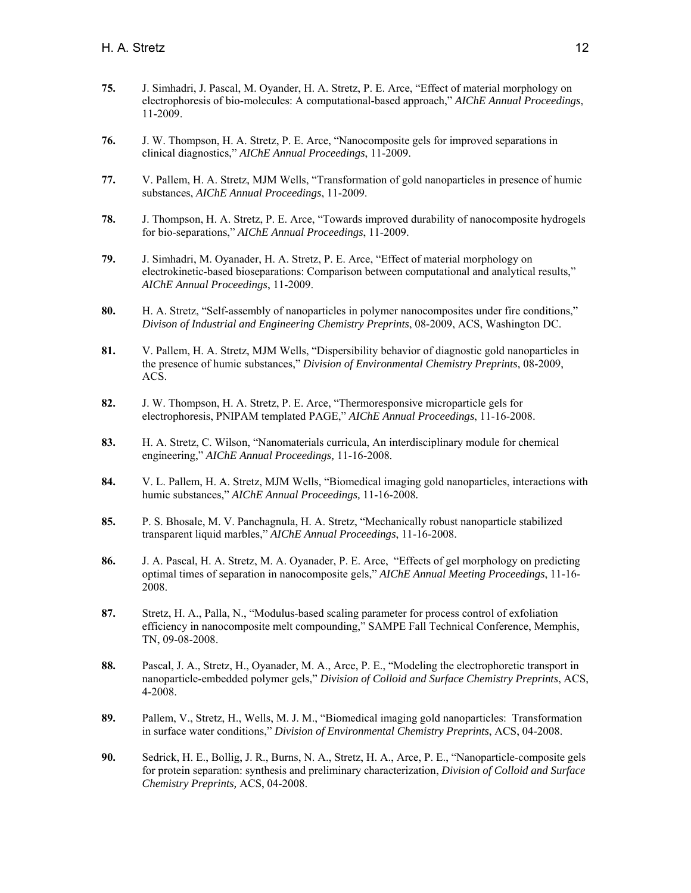**75.** J. Simhadri, J. Pascal, M. Oyander, H. A. Stretz, P. E. Arce, "Effect of material morphology on electrophoresis of bio-molecules: A computational-based approach," *AIChE Annual Proceedings*, 11-2009.

**76.** J. W. Thompson, H. A. Stretz, P. E. Arce, "Nanocomposite gels for improved separations in clinical diagnostics," *AIChE Annual Proceedings*, 11-2009.

**77.** V. Pallem, H. A. Stretz, MJM Wells, "Transformation of gold nanoparticles in presence of humic substances, *AIChE Annual Proceedings*, 11-2009.

**78.** J. Thompson, H. A. Stretz, P. E. Arce, "Towards improved durability of nanocomposite hydrogels for bio-separations," *AIChE Annual Proceedings*, 11-2009.

**79.** J. Simhadri, M. Oyanader, H. A. Stretz, P. E. Arce, "Effect of material morphology on electrokinetic-based bioseparations: Comparison between computational and analytical results," *AIChE Annual Proceedings*, 11-2009.

**80.** H. A. Stretz, "Self-assembly of nanoparticles in polymer nanocomposites under fire conditions," *Divison of Industrial and Engineering Chemistry Preprints*, 08-2009, ACS, Washington DC.

**81.** V. Pallem, H. A. Stretz, MJM Wells, "Dispersibility behavior of diagnostic gold nanoparticles in the presence of humic substances," *Division of Environmental Chemistry Preprints*, 08-2009, ACS.

**82.** J. W. Thompson, H. A. Stretz, P. E. Arce, "Thermoresponsive microparticle gels for electrophoresis, PNIPAM templated PAGE," *AIChE Annual Proceedings*, 11-16-2008.

**83.** H. A. Stretz, C. Wilson, "Nanomaterials curricula, An interdisciplinary module for chemical engineering," *AIChE Annual Proceedings,* 11-16-2008.

**84.** V. L. Pallem, H. A. Stretz, MJM Wells, "Biomedical imaging gold nanoparticles, interactions with humic substances," *AIChE Annual Proceedings,* 11-16-2008.

**85.** P. S. Bhosale, M. V. Panchagnula, H. A. Stretz, "Mechanically robust nanoparticle stabilized transparent liquid marbles," *AIChE Annual Proceedings*, 11-16-2008.

**86.** J. A. Pascal, H. A. Stretz, M. A. Oyanader, P. E. Arce, "Effects of gel morphology on predicting optimal times of separation in nanocomposite gels," *AIChE Annual Meeting Proceedings*, 11-16-2008.

**87.** Stretz, H. A., Palla, N., "Modulus-based scaling parameter for process control of exfoliation efficiency in nanocomposite melt compounding," SAMPE Fall Technical Conference, Memphis, TN, 09-08-2008.

**88.** Pascal, J. A., Stretz, H., Oyanader, M. A., Arce, P. E., "Modeling the electrophoretic transport in nanoparticle-embedded polymer gels," *Division of Colloid and Surface Chemistry Preprints*, ACS, 4-2008.

**89.** Pallem, V., Stretz, H., Wells, M. J. M., "Biomedical imaging gold nanoparticles: Transformation in surface water conditions," *Division of Environmental Chemistry Preprints*, ACS, 04-2008.

**90.** Sedrick, H. E., Bollig, J. R., Burns, N. A., Stretz, H. A., Arce, P. E., "Nanoparticle-composite gels for protein separation: synthesis and preliminary characterization, *Division of Colloid and Surface Chemistry Preprints,* ACS, 04-2008.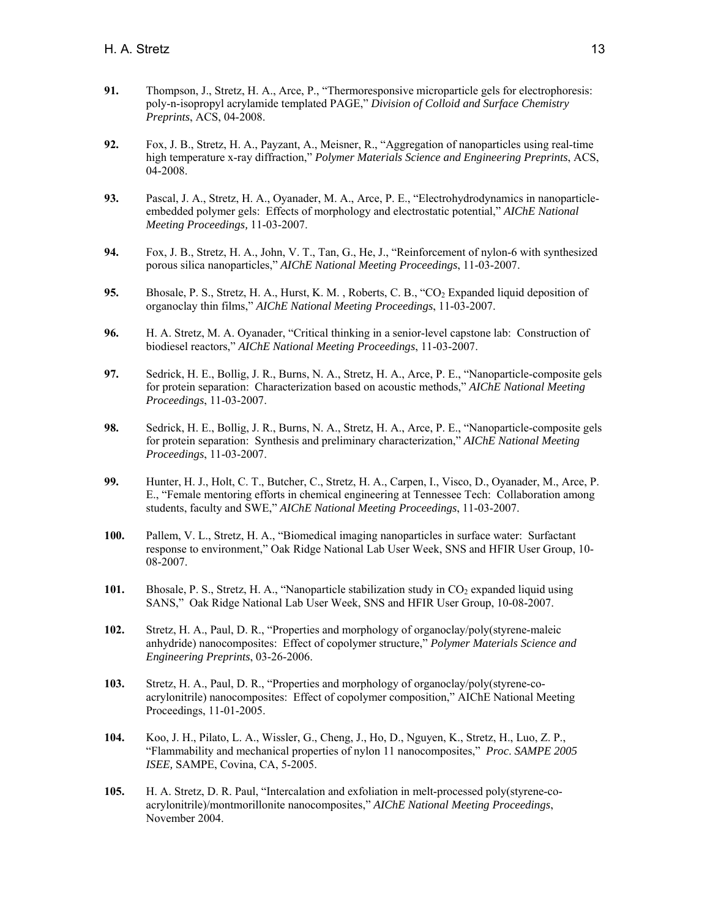**91.** Thompson, J., Stretz, H. A., Arce, P., "Thermoresponsive microparticle gels for electrophoresis: poly-n-isopropyl acrylamide templated PAGE," *Division of Colloid and Surface Chemistry Preprints*, ACS, 04-2008.

**92.** Fox, J. B., Stretz, H. A., Payzant, A., Meisner, R., "Aggregation of nanoparticles using real-time high temperature x-ray diffraction," *Polymer Materials Science and Engineering Preprints*, ACS, 04-2008.

**93.** Pascal, J. A., Stretz, H. A., Oyanader, M. A., Arce, P. E., "Electrohydrodynamics in nanoparticle-embedded polymer gels: Effects of morphology and electrostatic potential," *AIChE National Meeting Proceedings,* 11-03-2007.

**94.** Fox, J. B., Stretz, H. A., John, V. T., Tan, G., He, J., "Reinforcement of nylon-6 with synthesized porous silica nanoparticles," *AIChE National Meeting Proceedings*, 11-03-2007.

**95.** Bhosale, P. S., Stretz, H. A., Hurst, K. M. , Roberts, C. B., "$CO_2$ Expanded liquid deposition of organoclay thin films," *AIChE National Meeting Proceedings*, 11-03-2007.

**96.** H. A. Stretz, M. A. Oyanader, "Critical thinking in a senior-level capstone lab: Construction of biodiesel reactors," *AIChE National Meeting Proceedings*, 11-03-2007.

**97.** Sedrick, H. E., Bollig, J. R., Burns, N. A., Stretz, H. A., Arce, P. E., "Nanoparticle-composite gels for protein separation: Characterization based on acoustic methods," *AIChE National Meeting Proceedings*, 11-03-2007.

**98.** Sedrick, H. E., Bollig, J. R., Burns, N. A., Stretz, H. A., Arce, P. E., "Nanoparticle-composite gels for protein separation: Synthesis and preliminary characterization," *AIChE National Meeting Proceedings*, 11-03-2007.

**99.** Hunter, H. J., Holt, C. T., Butcher, C., Stretz, H. A., Carpen, I., Visco, D., Oyanader, M., Arce, P. E., "Female mentoring efforts in chemical engineering at Tennessee Tech: Collaboration among students, faculty and SWE," *AIChE National Meeting Proceedings*, 11-03-2007.

**100.** Pallem, V. L., Stretz, H. A., "Biomedical imaging nanoparticles in surface water: Surfactant response to environment," Oak Ridge National Lab User Week, SNS and HFIR User Group, 10-08-2007.

**101.** Bhosale, P. S., Stretz, H. A., "Nanoparticle stabilization study in $CO_2$ expanded liquid using SANS," Oak Ridge National Lab User Week, SNS and HFIR User Group, 10-08-2007.

**102.** Stretz, H. A., Paul, D. R., "Properties and morphology of organoclay/poly(styrene-maleic anhydride) nanocomposites: Effect of copolymer structure," *Polymer Materials Science and Engineering Preprints*, 03-26-2006.

**103.** Stretz, H. A., Paul, D. R., "Properties and morphology of organoclay/poly(styrene-co-acrylonitrile) nanocomposites: Effect of copolymer composition," AIChE National Meeting Proceedings, 11-01-2005.

**104.** Koo, J. H., Pilato, L. A., Wissler, G., Cheng, J., Ho, D., Nguyen, K., Stretz, H., Luo, Z. P., "Flammability and mechanical properties of nylon 11 nanocomposites," *Proc. SAMPE 2005 ISEE,* SAMPE, Covina, CA, 5-2005.

**105.** H. A. Stretz, D. R. Paul, "Intercalation and exfoliation in melt-processed poly(styrene-co-acrylonitrile)/montmorillonite nanocomposites," *AIChE National Meeting Proceedings*, November 2004.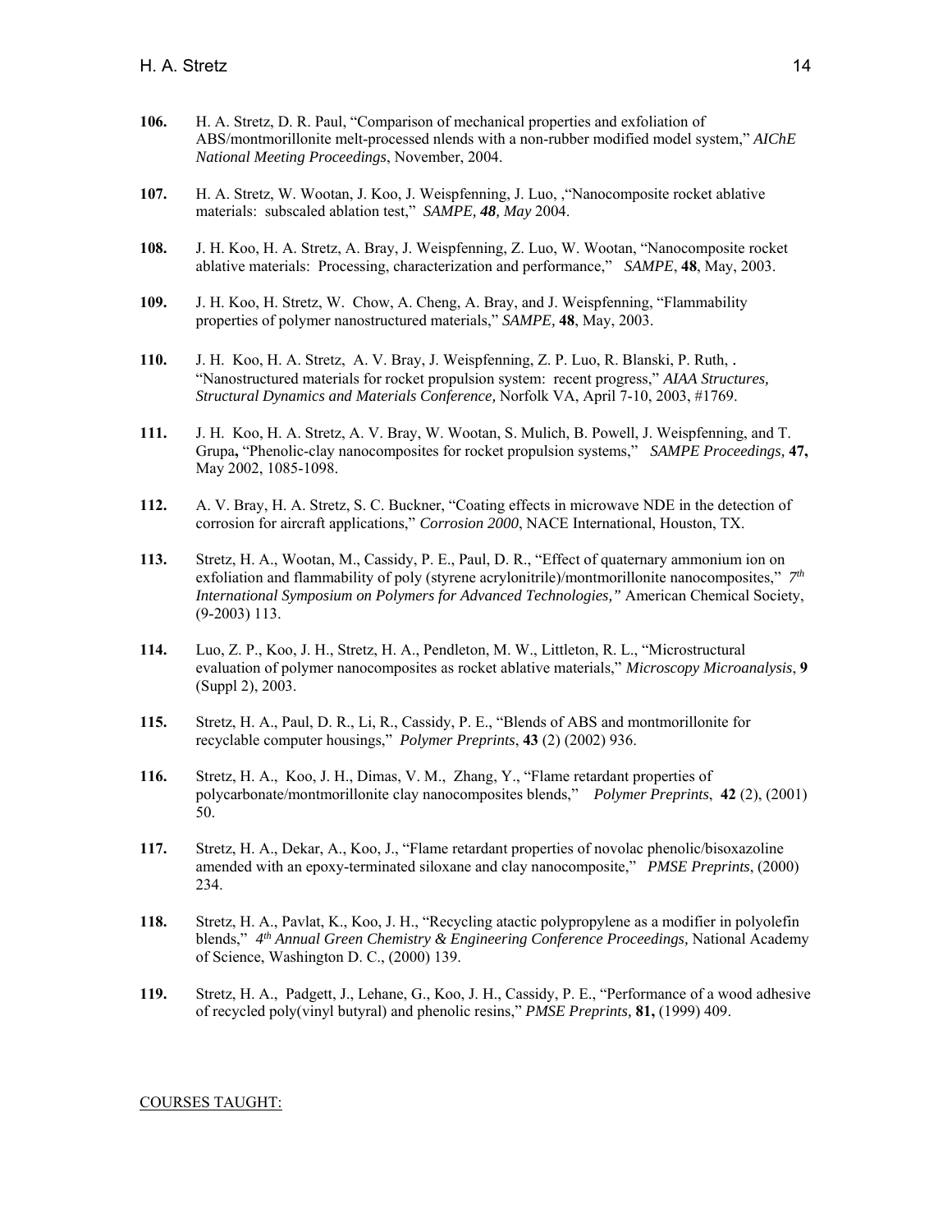**106.** H. A. Stretz, D. R. Paul, "Comparison of mechanical properties and exfoliation of ABS/montmorillonite melt-processed nlends with a non-rubber modified model system," *AIChE National Meeting Proceedings*, November, 2004.

**107.** H. A. Stretz, W. Wootan, J. Koo, J. Weispfenning, J. Luo, ,"Nanocomposite rocket ablative materials: subscaled ablation test," *SAMPE, **48**, May* 2004.

**108.** J. H. Koo, H. A. Stretz, A. Bray, J. Weispfenning, Z. Luo, W. Wootan, "Nanocomposite rocket ablative materials: Processing, characterization and performance," *SAMPE*, **48**, May, 2003.

**109.** J. H. Koo, H. Stretz, W. Chow, A. Cheng, A. Bray, and J. Weispfenning, "Flammability properties of polymer nanostructured materials," *SAMPE,* **48**, May, 2003.

**110.** J. H. Koo, H. A. Stretz, A. V. Bray, J. Weispfenning, Z. P. Luo, R. Blanski, P. Ruth, . "Nanostructured materials for rocket propulsion system: recent progress," *AIAA Structures, Structural Dynamics and Materials Conference,* Norfolk VA, April 7-10, 2003, #1769.

**111.** J. H. Koo, H. A. Stretz, A. V. Bray, W. Wootan, S. Mulich, B. Powell, J. Weispfenning, and T. Grupa**,** "Phenolic-clay nanocomposites for rocket propulsion systems," *SAMPE Proceedings,* **47,** May 2002, 1085-1098.

**112.** A. V. Bray, H. A. Stretz, S. C. Buckner, "Coating effects in microwave NDE in the detection of corrosion for aircraft applications," *Corrosion 2000*, NACE International, Houston, TX.

**113.** Stretz, H. A., Wootan, M., Cassidy, P. E., Paul, D. R., "Effect of quaternary ammonium ion on exfoliation and flammability of poly (styrene acrylonitrile)/montmorillonite nanocomposites," *7th International Symposium on Polymers for Advanced Technologies,"* American Chemical Society, (9-2003) 113.

**114.** Luo, Z. P., Koo, J. H., Stretz, H. A., Pendleton, M. W., Littleton, R. L., "Microstructural evaluation of polymer nanocomposites as rocket ablative materials," *Microscopy Microanalysis*, **9** (Suppl 2), 2003.

**115.** Stretz, H. A., Paul, D. R., Li, R., Cassidy, P. E., "Blends of ABS and montmorillonite for recyclable computer housings," *Polymer Preprints*, **43** (2) (2002) 936.

**116.** Stretz, H. A., Koo, J. H., Dimas, V. M., Zhang, Y., "Flame retardant properties of polycarbonate/montmorillonite clay nanocomposites blends," *Polymer Preprints*, **42** (2), (2001) 50.

**117.** Stretz, H. A., Dekar, A., Koo, J., "Flame retardant properties of novolac phenolic/bisoxazoline amended with an epoxy-terminated siloxane and clay nanocomposite," *PMSE Preprints*, (2000) 234.

**118.** Stretz, H. A., Pavlat, K., Koo, J. H., "Recycling atactic polypropylene as a modifier in polyolefin blends," *4th Annual Green Chemistry & Engineering Conference Proceedings,* National Academy of Science, Washington D. C., (2000) 139.

**119.** Stretz, H. A., Padgett, J., Lehane, G., Koo, J. H., Cassidy, P. E., "Performance of a wood adhesive of recycled poly(vinyl butyral) and phenolic resins," *PMSE Preprints,* **81,** (1999) 409.

COURSES TAUGHT: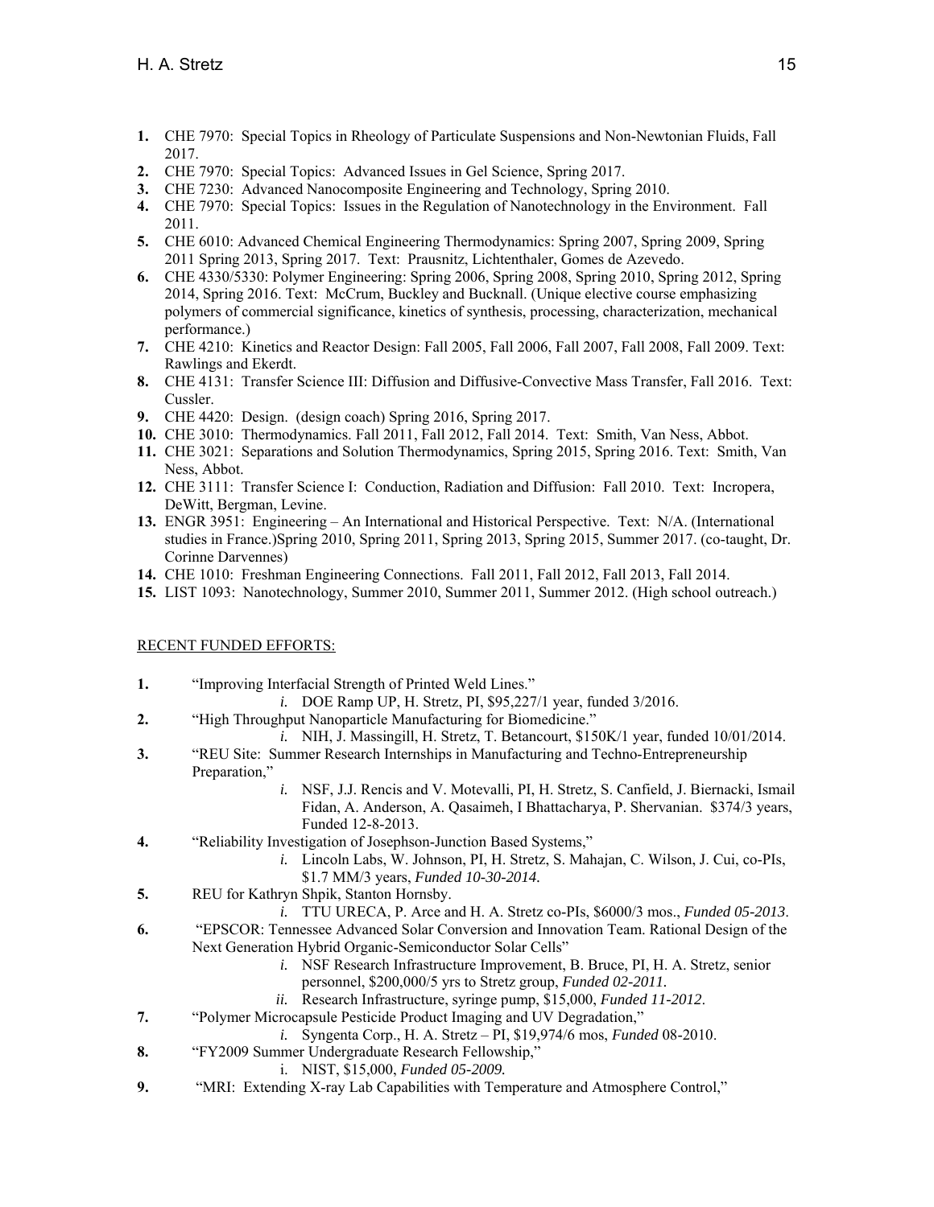1. **1.** CHE 7970: Special Topics in Rheology of Particulate Suspensions and Non-Newtonian Fluids, Fall 2017.
2. **2.** CHE 7970: Special Topics: Advanced Issues in Gel Science, Spring 2017.
3. **3.** CHE 7230: Advanced Nanocomposite Engineering and Technology, Spring 2010.
4. **4.** CHE 7970: Special Topics: Issues in the Regulation of Nanotechnology in the Environment. Fall 2011.
5. **5.** CHE 6010: Advanced Chemical Engineering Thermodynamics: Spring 2007, Spring 2009, Spring 2011 Spring 2013, Spring 2017. Text: Prausnitz, Lichtenthaler, Gomes de Azevedo.
6. **6.** CHE 4330/5330: Polymer Engineering: Spring 2006, Spring 2008, Spring 2010, Spring 2012, Spring 2014, Spring 2016. Text: McCrum, Buckley and Bucknall. (Unique elective course emphasizing polymers of commercial significance, kinetics of synthesis, processing, characterization, mechanical performance.)
7. **7.** CHE 4210: Kinetics and Reactor Design: Fall 2005, Fall 2006, Fall 2007, Fall 2008, Fall 2009. Text: Rawlings and Ekerdt.
8. **8.** CHE 4131: Transfer Science III: Diffusion and Diffusive-Convective Mass Transfer, Fall 2016. Text: Cussler.
9. **9.** CHE 4420: Design. (design coach) Spring 2016, Spring 2017.
10. **10.** CHE 3010: Thermodynamics. Fall 2011, Fall 2012, Fall 2014. Text: Smith, Van Ness, Abbot.
11. **11.** CHE 3021: Separations and Solution Thermodynamics, Spring 2015, Spring 2016. Text: Smith, Van Ness, Abbot.
12. **12.** CHE 3111: Transfer Science I: Conduction, Radiation and Diffusion: Fall 2010. Text: Incropera, DeWitt, Bergman, Levine.
13. **13.** ENGR 3951: Engineering – An International and Historical Perspective. Text: N/A. (International studies in France.)Spring 2010, Spring 2011, Spring 2013, Spring 2015, Summer 2017. (co-taught, Dr. Corinne Darvennes)
14. **14.** CHE 1010: Freshman Engineering Connections. Fall 2011, Fall 2012, Fall 2013, Fall 2014.
15. **15.** LIST 1093: Nanotechnology, Summer 2010, Summer 2011, Summer 2012. (High school outreach.)

RECENT FUNDED EFFORTS:

**1.** "Improving Interfacial Strength of Printed Weld Lines."
   *i.* DOE Ramp UP, H. Stretz, PI, $95,227/1 year, funded 3/2016.

**2.** "High Throughput Nanoparticle Manufacturing for Biomedicine."
   *i.* NIH, J. Massingill, H. Stretz, T. Betancourt, $150K/1 year, funded 10/01/2014.

**3.** "REU Site: Summer Research Internships in Manufacturing and Techno-Entrepreneurship Preparation,"
   *i.* NSF, J.J. Rencis and V. Motevalli, PI, H. Stretz, S. Canfield, J. Biernacki, Ismail Fidan, A. Anderson, A. Qasaimeh, I Bhattacharya, P. Shervanian. $374/3 years, Funded 12-8-2013.

**4.** "Reliability Investigation of Josephson-Junction Based Systems,"
   *i.* Lincoln Labs, W. Johnson, PI, H. Stretz, S. Mahajan, C. Wilson, J. Cui, co-PIs, $1.7 MM/3 years, *Funded 10-30-2014.*

**5.** REU for Kathryn Shpik, Stanton Hornsby.
   *i.* TTU URECA, P. Arce and H. A. Stretz co-PIs, $6000/3 mos., *Funded 05-2013*.

**6.** "EPSCOR: Tennessee Advanced Solar Conversion and Innovation Team. Rational Design of the Next Generation Hybrid Organic-Semiconductor Solar Cells"
   *i.* NSF Research Infrastructure Improvement, B. Bruce, PI, H. A. Stretz, senior personnel, $200,000/5 yrs to Stretz group, *Funded 02-2011.*
   *ii.* Research Infrastructure, syringe pump, $15,000, *Funded 11-2012*.

**7.** "Polymer Microcapsule Pesticide Product Imaging and UV Degradation,"
   *i.* Syngenta Corp., H. A. Stretz – PI, $19,974/6 mos, *Funded* 08-2010.

**8.** "FY2009 Summer Undergraduate Research Fellowship,"
   i. NIST, $15,000, *Funded 05-2009.*

**9.** "MRI: Extending X-ray Lab Capabilities with Temperature and Atmosphere Control,"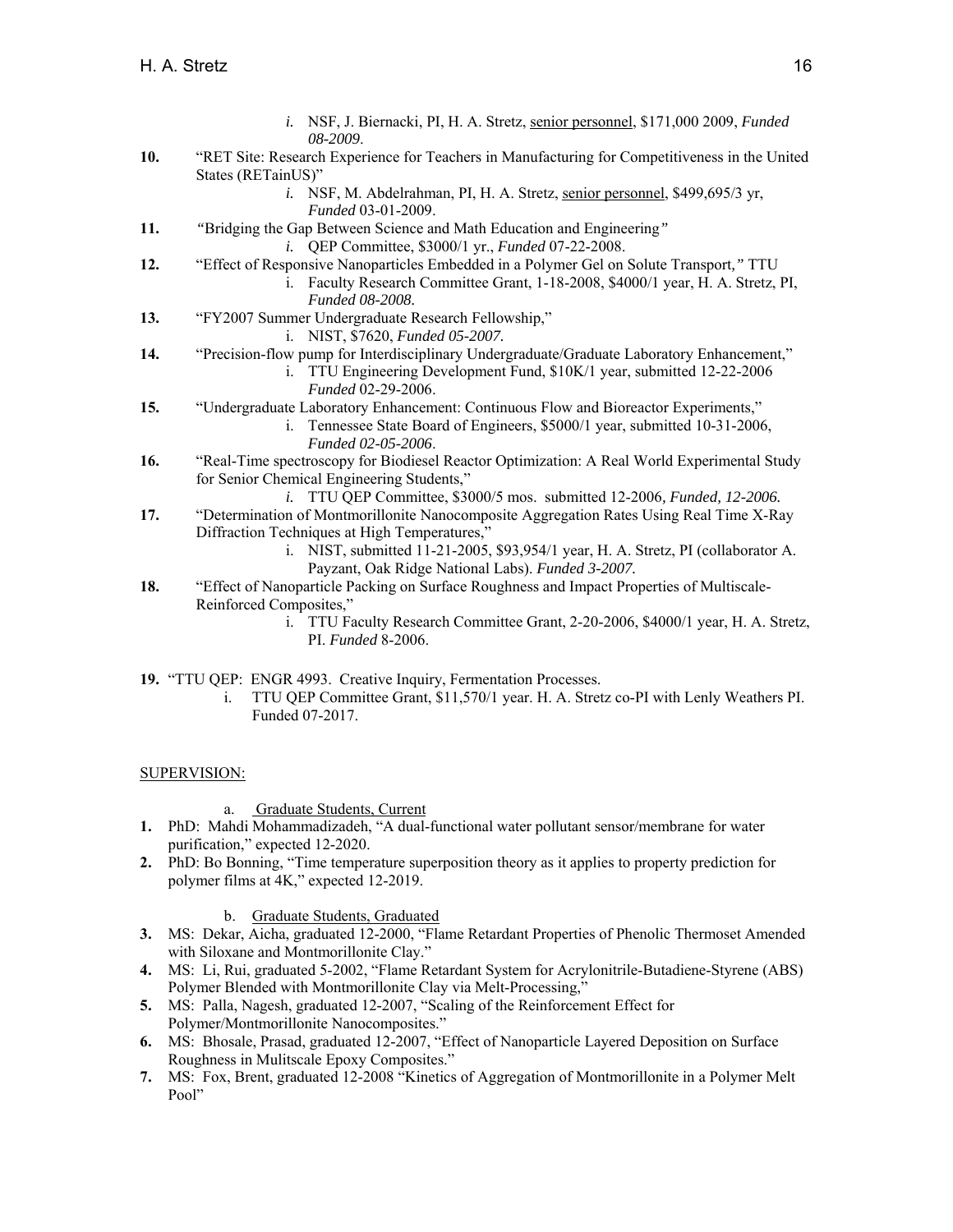i. NSF, J. Biernacki, PI, H. A. Stretz, senior personnel, $171,000 2009, *Funded 08-2009*.

**10.** "RET Site: Research Experience for Teachers in Manufacturing for Competitiveness in the United States (RETainUS)"
   i. NSF, M. Abdelrahman, PI, H. A. Stretz, senior personnel, $499,695/3 yr, *Funded* 03-01-2009.

**11.** *"*Bridging the Gap Between Science and Math Education and Engineering*"*
   i. QEP Committee, $3000/1 yr., *Funded* 07-22-2008.

**12.** "Effect of Responsive Nanoparticles Embedded in a Polymer Gel on Solute Transport*,"* TTU
   i. Faculty Research Committee Grant, 1-18-2008, $4000/1 year, H. A. Stretz, PI, *Funded 08-2008.*

**13.** "FY2007 Summer Undergraduate Research Fellowship,"
   i. NIST, $7620, *Funded 05-2007.*

**14.** "Precision-flow pump for Interdisciplinary Undergraduate/Graduate Laboratory Enhancement,"
   i. TTU Engineering Development Fund, $10K/1 year, submitted 12-22-2006 *Funded* 02-29-2006.

**15.** "Undergraduate Laboratory Enhancement: Continuous Flow and Bioreactor Experiments,"
   i. Tennessee State Board of Engineers, $5000/1 year, submitted 10-31-2006, *Funded 02-05-2006*.

**16.** "Real-Time spectroscopy for Biodiesel Reactor Optimization: A Real World Experimental Study for Senior Chemical Engineering Students,"
   i. TTU QEP Committee, $3000/5 mos. submitted 12-2006*, Funded, 12-2006.*

**17.** "Determination of Montmorillonite Nanocomposite Aggregation Rates Using Real Time X-Ray Diffraction Techniques at High Temperatures,"
   i. NIST, submitted 11-21-2005, $93,954/1 year, H. A. Stretz, PI (collaborator A. Payzant, Oak Ridge National Labs). ***Funded 3-2007.***

**18.** "Effect of Nanoparticle Packing on Surface Roughness and Impact Properties of Multiscale-Reinforced Composites,"
   i. TTU Faculty Research Committee Grant, 2-20-2006, $4000/1 year, H. A. Stretz, PI. *Funded* 8-2006.

**19.** "TTU QEP: ENGR 4993. Creative Inquiry, Fermentation Processes.
   i. TTU QEP Committee Grant, $11,570/1 year. H. A. Stretz co-PI with Lenly Weathers PI. Funded 07-2017.

SUPERVISION:

a. Graduate Students, Current

**1.** PhD: Mahdi Mohammadizadeh, "A dual-functional water pollutant sensor/membrane for water purification," expected 12-2020.

**2.** PhD: Bo Bonning, "Time temperature superposition theory as it applies to property prediction for polymer films at 4K," expected 12-2019.

b. Graduate Students, Graduated

**3.** MS: Dekar, Aicha, graduated 12-2000, "Flame Retardant Properties of Phenolic Thermoset Amended with Siloxane and Montmorillonite Clay."

**4.** MS: Li, Rui, graduated 5-2002, "Flame Retardant System for Acrylonitrile-Butadiene-Styrene (ABS) Polymer Blended with Montmorillonite Clay via Melt-Processing,"

**5.** MS: Palla, Nagesh, graduated 12-2007, "Scaling of the Reinforcement Effect for Polymer/Montmorillonite Nanocomposites."

**6.** MS: Bhosale, Prasad, graduated 12-2007, "Effect of Nanoparticle Layered Deposition on Surface Roughness in Mulitscale Epoxy Composites."

**7.** MS: Fox, Brent, graduated 12-2008 "Kinetics of Aggregation of Montmorillonite in a Polymer Melt Pool"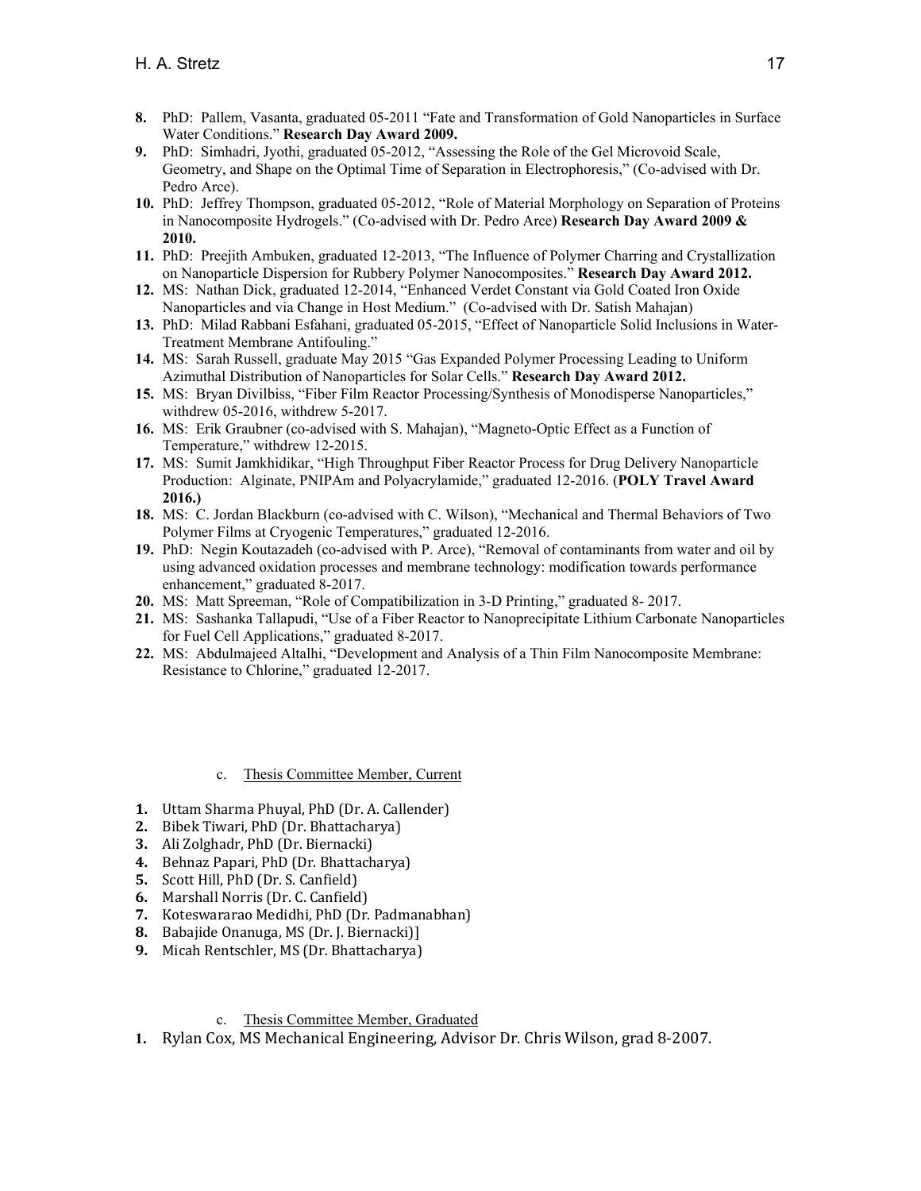8. PhD: Pallem, Vasanta, graduated 05-2011 "Fate and Transformation of Gold Nanoparticles in Surface Water Conditions." **Research Day Award 2009.**
9. PhD: Simhadri, Jyothi, graduated 05-2012, "Assessing the Role of the Gel Microvoid Scale, Geometry, and Shape on the Optimal Time of Separation in Electrophoresis," (Co-advised with Dr. Pedro Arce).
10. PhD: Jeffrey Thompson, graduated 05-2012, "Role of Material Morphology on Separation of Proteins in Nanocomposite Hydrogels." (Co-advised with Dr. Pedro Arce) **Research Day Award 2009 & 2010.**
11. PhD: Preejith Ambuken, graduated 12-2013, "The Influence of Polymer Charring and Crystallization on Nanoparticle Dispersion for Rubbery Polymer Nanocomposites." **Research Day Award 2012.**
12. MS: Nathan Dick, graduated 12-2014, "Enhanced Verdet Constant via Gold Coated Iron Oxide Nanoparticles and via Change in Host Medium." (Co-advised with Dr. Satish Mahajan)
13. PhD: Milad Rabbani Esfahani, graduated 05-2015, "Effect of Nanoparticle Solid Inclusions in Water-Treatment Membrane Antifouling."
14. MS: Sarah Russell, graduate May 2015 "Gas Expanded Polymer Processing Leading to Uniform Azimuthal Distribution of Nanoparticles for Solar Cells." **Research Day Award 2012.**
15. MS: Bryan Divilbiss, "Fiber Film Reactor Processing/Synthesis of Monodisperse Nanoparticles," withdrew 05-2016, withdrew 5-2017.
16. MS: Erik Graubner (co-advised with S. Mahajan), "Magneto-Optic Effect as a Function of Temperature," withdrew 12-2015.
17. MS: Sumit Jamkhidikar, "High Throughput Fiber Reactor Process for Drug Delivery Nanoparticle Production: Alginate, PNIPAm and Polyacrylamide," graduated 12-2016. (**POLY Travel Award 2016.)**
18. MS: C. Jordan Blackburn (co-advised with C. Wilson), "Mechanical and Thermal Behaviors of Two Polymer Films at Cryogenic Temperatures," graduated 12-2016.
19. PhD: Negin Koutazadeh (co-advised with P. Arce), "Removal of contaminants from water and oil by using advanced oxidation processes and membrane technology: modification towards performance enhancement," graduated 8-2017.
20. MS: Matt Spreeman, "Role of Compatibilization in 3-D Printing," graduated 8- 2017.
21. MS: Sashanka Tallapudi, "Use of a Fiber Reactor to Nanoprecipitate Lithium Carbonate Nanoparticles for Fuel Cell Applications," graduated 8-2017.
22. MS: Abdulmajeed Altalhi, "Development and Analysis of a Thin Film Nanocomposite Membrane: Resistance to Chlorine," graduated 12-2017.

c. Thesis Committee Member, Current

1. Uttam Sharma Phuyal, PhD (Dr. A. Callender)
2. Bibek Tiwari, PhD (Dr. Bhattacharya)
3. Ali Zolghadr, PhD (Dr. Biernacki)
4. Behnaz Papari, PhD (Dr. Bhattacharya)
5. Scott Hill, PhD (Dr. S. Canfield)
6. Marshall Norris (Dr. C. Canfield)
7. Koteswararao Medidhi, PhD (Dr. Padmanabhan)
8. Babajide Onanuga, MS (Dr. J. Biernacki)]
9. Micah Rentschler, MS (Dr. Bhattacharya)

c. Thesis Committee Member, Graduated

1. Rylan Cox, MS Mechanical Engineering, Advisor Dr. Chris Wilson, grad 8-2007.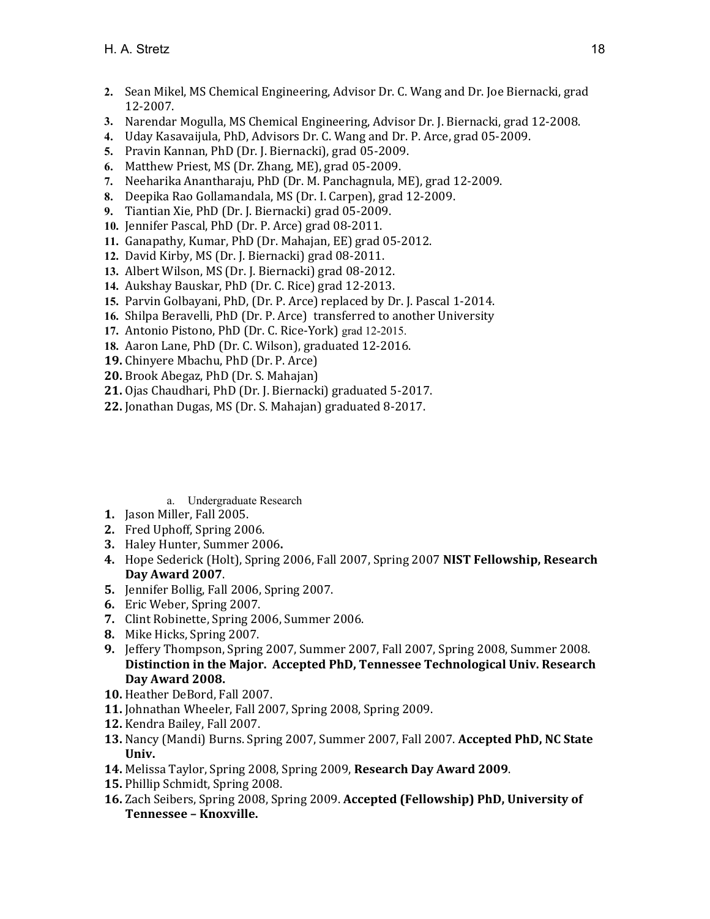2. Sean Mikel, MS Chemical Engineering, Advisor Dr. C. Wang and Dr. Joe Biernacki, grad 12-2007.
3. Narendar Mogulla, MS Chemical Engineering, Advisor Dr. J. Biernacki, grad 12-2008.
4. Uday Kasavaijula, PhD, Advisors Dr. C. Wang and Dr. P. Arce, grad 05-2009.
5. Pravin Kannan, PhD (Dr. J. Biernacki), grad 05-2009.
6. Matthew Priest, MS (Dr. Zhang, ME), grad 05-2009.
7. Neeharika Anantharaju, PhD (Dr. M. Panchagnula, ME), grad 12-2009.
8. Deepika Rao Gollamandala, MS (Dr. I. Carpen), grad 12-2009.
9. Tiantian Xie, PhD (Dr. J. Biernacki) grad 05-2009.
10. Jennifer Pascal, PhD (Dr. P. Arce) grad 08-2011.
11. Ganapathy, Kumar, PhD (Dr. Mahajan, EE) grad 05-2012.
12. David Kirby, MS (Dr. J. Biernacki) grad 08-2011.
13. Albert Wilson, MS (Dr. J. Biernacki) grad 08-2012.
14. Aukshay Bauskar, PhD (Dr. C. Rice) grad 12-2013.
15. Parvin Golbayani, PhD, (Dr. P. Arce) replaced by Dr. J. Pascal 1-2014.
16. Shilpa Beravelli, PhD (Dr. P. Arce) transferred to another University
17. Antonio Pistono, PhD (Dr. C. Rice-York) grad 12-2015.
18. Aaron Lane, PhD (Dr. C. Wilson), graduated 12-2016.
19. Chinyere Mbachu, PhD (Dr. P. Arce)
20. Brook Abegaz, PhD (Dr. S. Mahajan)
21. Ojas Chaudhari, PhD (Dr. J. Biernacki) graduated 5-2017.
22. Jonathan Dugas, MS (Dr. S. Mahajan) graduated 8-2017.

a. Undergraduate Research

1. Jason Miller, Fall 2005.
2. Fred Uphoff, Spring 2006.
3. Haley Hunter, Summer 2006**.**
4. Hope Sederick (Holt), Spring 2006, Fall 2007, Spring 2007 **NIST Fellowship, Research Day Award 2007**.
5. Jennifer Bollig, Fall 2006, Spring 2007.
6. Eric Weber, Spring 2007.
7. Clint Robinette, Spring 2006, Summer 2006.
8. Mike Hicks, Spring 2007.
9. Jeffery Thompson, Spring 2007, Summer 2007, Fall 2007, Spring 2008, Summer 2008. **Distinction in the Major. Accepted PhD, Tennessee Technological Univ. Research Day Award 2008.**
10. Heather DeBord, Fall 2007.
11. Johnathan Wheeler, Fall 2007, Spring 2008, Spring 2009.
12. Kendra Bailey, Fall 2007.
13. Nancy (Mandi) Burns. Spring 2007, Summer 2007, Fall 2007. **Accepted PhD, NC State Univ.**
14. Melissa Taylor, Spring 2008, Spring 2009, **Research Day Award 2009**.
15. Phillip Schmidt, Spring 2008.
16. Zach Seibers, Spring 2008, Spring 2009. **Accepted (Fellowship) PhD, University of Tennessee – Knoxville.**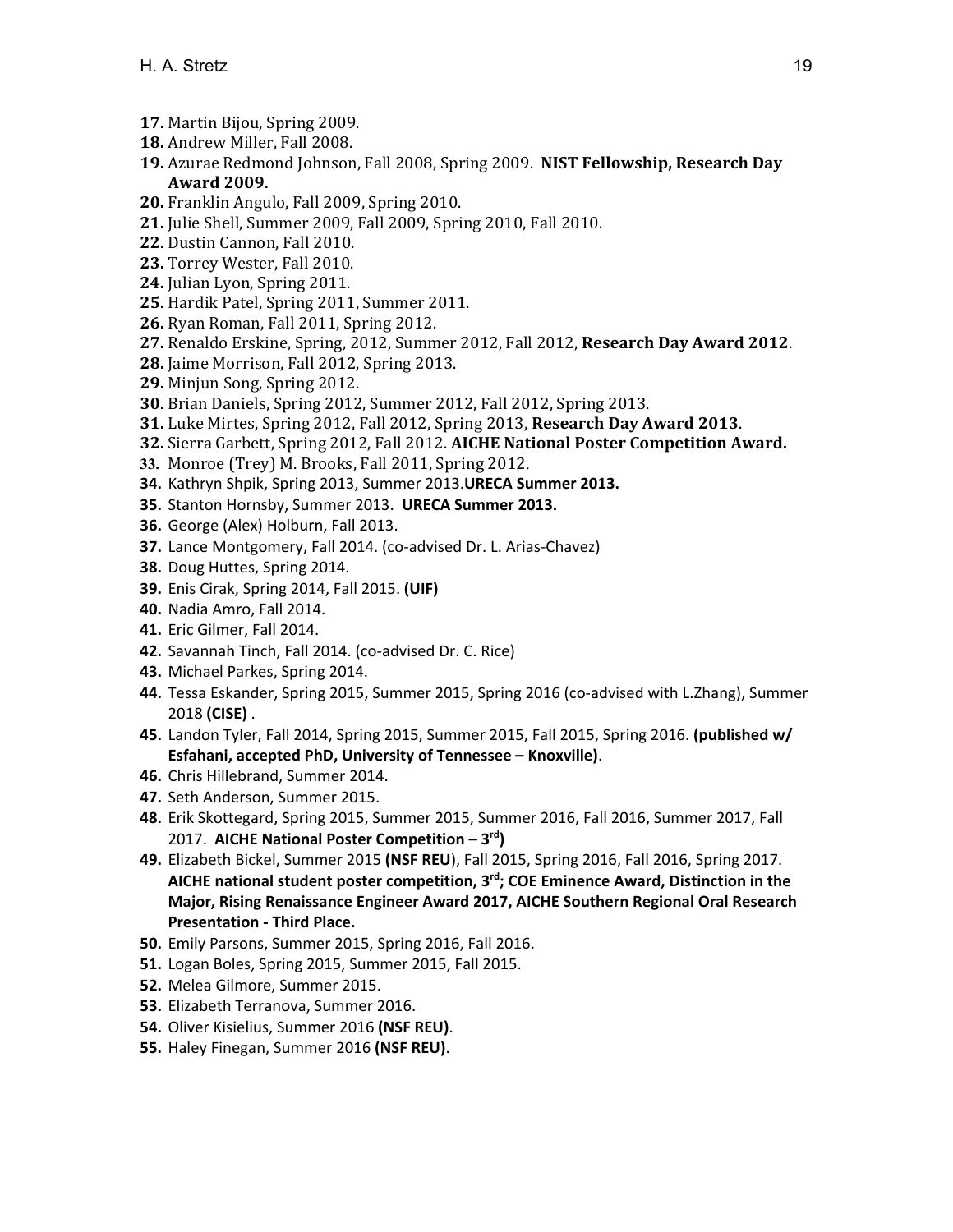17. Martin Bijou, Spring 2009.
18. Andrew Miller, Fall 2008.
19. Azurae Redmond Johnson, Fall 2008, Spring 2009. **NIST Fellowship, Research Day Award 2009.**
20. Franklin Angulo, Fall 2009, Spring 2010.
21. Julie Shell, Summer 2009, Fall 2009, Spring 2010, Fall 2010.
22. Dustin Cannon, Fall 2010.
23. Torrey Wester, Fall 2010.
24. Julian Lyon, Spring 2011.
25. Hardik Patel, Spring 2011, Summer 2011.
26. Ryan Roman, Fall 2011, Spring 2012.
27. Renaldo Erskine, Spring, 2012, Summer 2012, Fall 2012, **Research Day Award 2012**.
28. Jaime Morrison, Fall 2012, Spring 2013.
29. Minjun Song, Spring 2012.
30. Brian Daniels, Spring 2012, Summer 2012, Fall 2012, Spring 2013.
31. Luke Mirtes, Spring 2012, Fall 2012, Spring 2013, **Research Day Award 2013**.
32. Sierra Garbett, Spring 2012, Fall 2012. **AICHE National Poster Competition Award.**
33. Monroe (Trey) M. Brooks, Fall 2011, Spring 2012.
34. Kathryn Shpik, Spring 2013, Summer 2013.**URECA Summer 2013.**
35. Stanton Hornsby, Summer 2013. **URECA Summer 2013.**
36. George (Alex) Holburn, Fall 2013.
37. Lance Montgomery, Fall 2014. (co-advised Dr. L. Arias-Chavez)
38. Doug Huttes, Spring 2014.
39. Enis Cirak, Spring 2014, Fall 2015. **(UIF)**
40. Nadia Amro, Fall 2014.
41. Eric Gilmer, Fall 2014.
42. Savannah Tinch, Fall 2014. (co-advised Dr. C. Rice)
43. Michael Parkes, Spring 2014.
44. Tessa Eskander, Spring 2015, Summer 2015, Spring 2016 (co-advised with L.Zhang), Summer 2018 **(CISE)** .
45. Landon Tyler, Fall 2014, Spring 2015, Summer 2015, Fall 2015, Spring 2016. **(published w/ Esfahani, accepted PhD, University of Tennessee – Knoxville)**.
46. Chris Hillebrand, Summer 2014.
47. Seth Anderson, Summer 2015.
48. Erik Skottegard, Spring 2015, Summer 2015, Summer 2016, Fall 2016, Summer 2017, Fall 2017. **AICHE National Poster Competition – 3rd)**
49. Elizabeth Bickel, Summer 2015 **(NSF REU)**, Fall 2015, Spring 2016, Fall 2016, Spring 2017. **AICHE national student poster competition, 3rd; COE Eminence Award, Distinction in the Major, Rising Renaissance Engineer Award 2017, AICHE Southern Regional Oral Research Presentation - Third Place.**
50. Emily Parsons, Summer 2015, Spring 2016, Fall 2016.
51. Logan Boles, Spring 2015, Summer 2015, Fall 2015.
52. Melea Gilmore, Summer 2015.
53. Elizabeth Terranova, Summer 2016.
54. Oliver Kisielius, Summer 2016 **(NSF REU)**.
55. Haley Finegan, Summer 2016 **(NSF REU)**.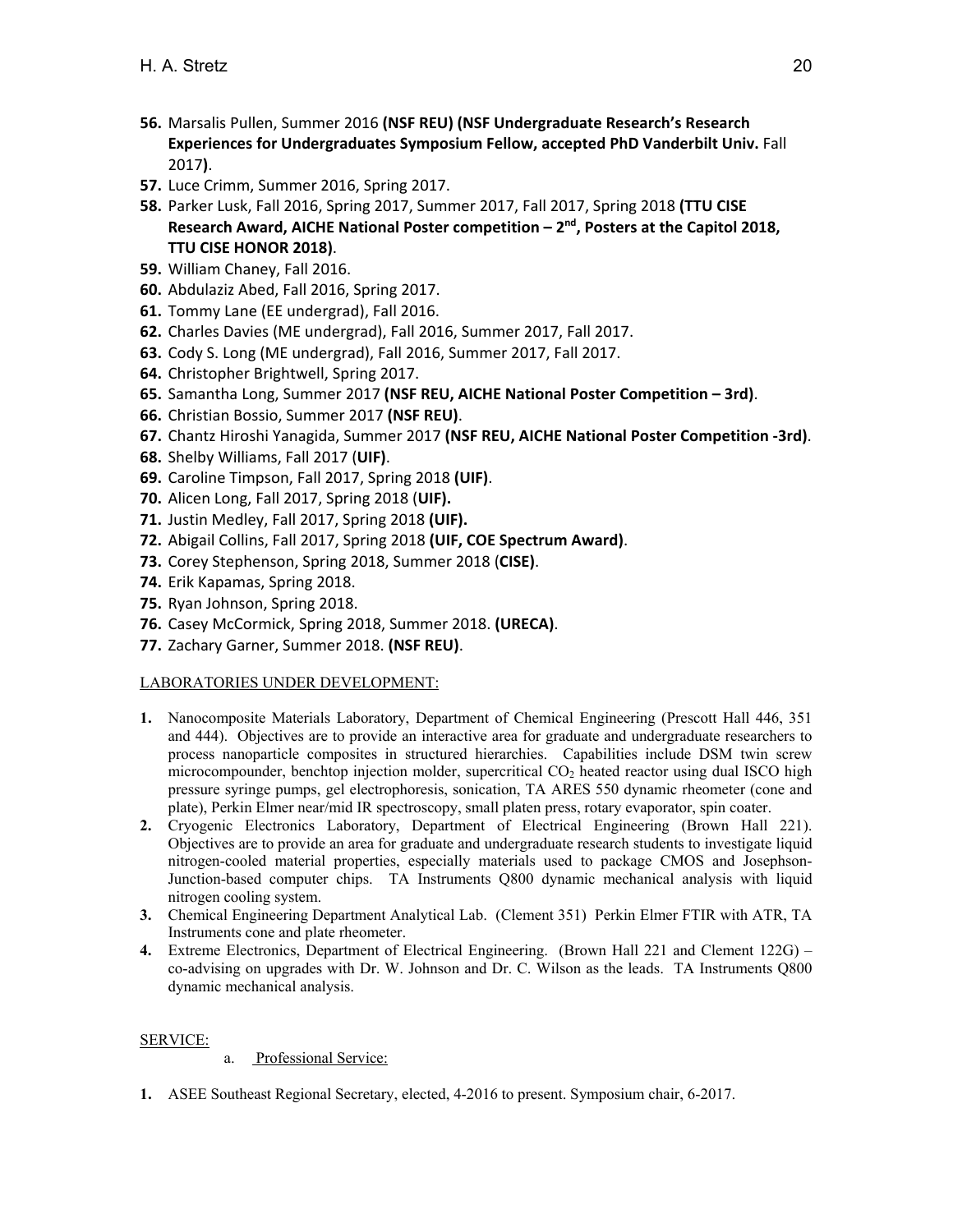56. Marsalis Pullen, Summer 2016 **(NSF REU) (NSF Undergraduate Research's Research Experiences for Undergraduates Symposium Fellow, accepted PhD Vanderbilt Univ.** Fall 2017**)**.
57. Luce Crimm, Summer 2016, Spring 2017.
58. Parker Lusk, Fall 2016, Spring 2017, Summer 2017, Fall 2017, Spring 2018 **(TTU CISE Research Award, AICHE National Poster competition – 2nd, Posters at the Capitol 2018, TTU CISE HONOR 2018)**.
59. William Chaney, Fall 2016.
60. Abdulaziz Abed, Fall 2016, Spring 2017.
61. Tommy Lane (EE undergrad), Fall 2016.
62. Charles Davies (ME undergrad), Fall 2016, Summer 2017, Fall 2017.
63. Cody S. Long (ME undergrad), Fall 2016, Summer 2017, Fall 2017.
64. Christopher Brightwell, Spring 2017.
65. Samantha Long, Summer 2017 **(NSF REU, AICHE National Poster Competition – 3rd)**.
66. Christian Bossio, Summer 2017 **(NSF REU)**.
67. Chantz Hiroshi Yanagida, Summer 2017 **(NSF REU, AICHE National Poster Competition -3rd)**.
68. Shelby Williams, Fall 2017 (**UIF)**.
69. Caroline Timpson, Fall 2017, Spring 2018 **(UIF)**.
70. Alicen Long, Fall 2017, Spring 2018 (**UIF).**
71. Justin Medley, Fall 2017, Spring 2018 **(UIF).**
72. Abigail Collins, Fall 2017, Spring 2018 **(UIF, COE Spectrum Award)**.
73. Corey Stephenson, Spring 2018, Summer 2018 (**CISE)**.
74. Erik Kapamas, Spring 2018.
75. Ryan Johnson, Spring 2018.
76. Casey McCormick, Spring 2018, Summer 2018. **(URECA)**.
77. Zachary Garner, Summer 2018. **(NSF REU)**.

LABORATORIES UNDER DEVELOPMENT:

1. Nanocomposite Materials Laboratory, Department of Chemical Engineering (Prescott Hall 446, 351 and 444). Objectives are to provide an interactive area for graduate and undergraduate researchers to process nanoparticle composites in structured hierarchies. Capabilities include DSM twin screw microcompounder, benchtop injection molder, supercritical $CO_2$ heated reactor using dual ISCO high pressure syringe pumps, gel electrophoresis, sonication, TA ARES 550 dynamic rheometer (cone and plate), Perkin Elmer near/mid IR spectroscopy, small platen press, rotary evaporator, spin coater.
2. Cryogenic Electronics Laboratory, Department of Electrical Engineering (Brown Hall 221). Objectives are to provide an area for graduate and undergraduate research students to investigate liquid nitrogen-cooled material properties, especially materials used to package CMOS and Josephson-Junction-based computer chips. TA Instruments Q800 dynamic mechanical analysis with liquid nitrogen cooling system.
3. Chemical Engineering Department Analytical Lab. (Clement 351) Perkin Elmer FTIR with ATR, TA Instruments cone and plate rheometer.
4. Extreme Electronics, Department of Electrical Engineering. (Brown Hall 221 and Clement 122G) – co-advising on upgrades with Dr. W. Johnson and Dr. C. Wilson as the leads. TA Instruments Q800 dynamic mechanical analysis.

SERVICE:

a. Professional Service:

1. ASEE Southeast Regional Secretary, elected, 4-2016 to present. Symposium chair, 6-2017.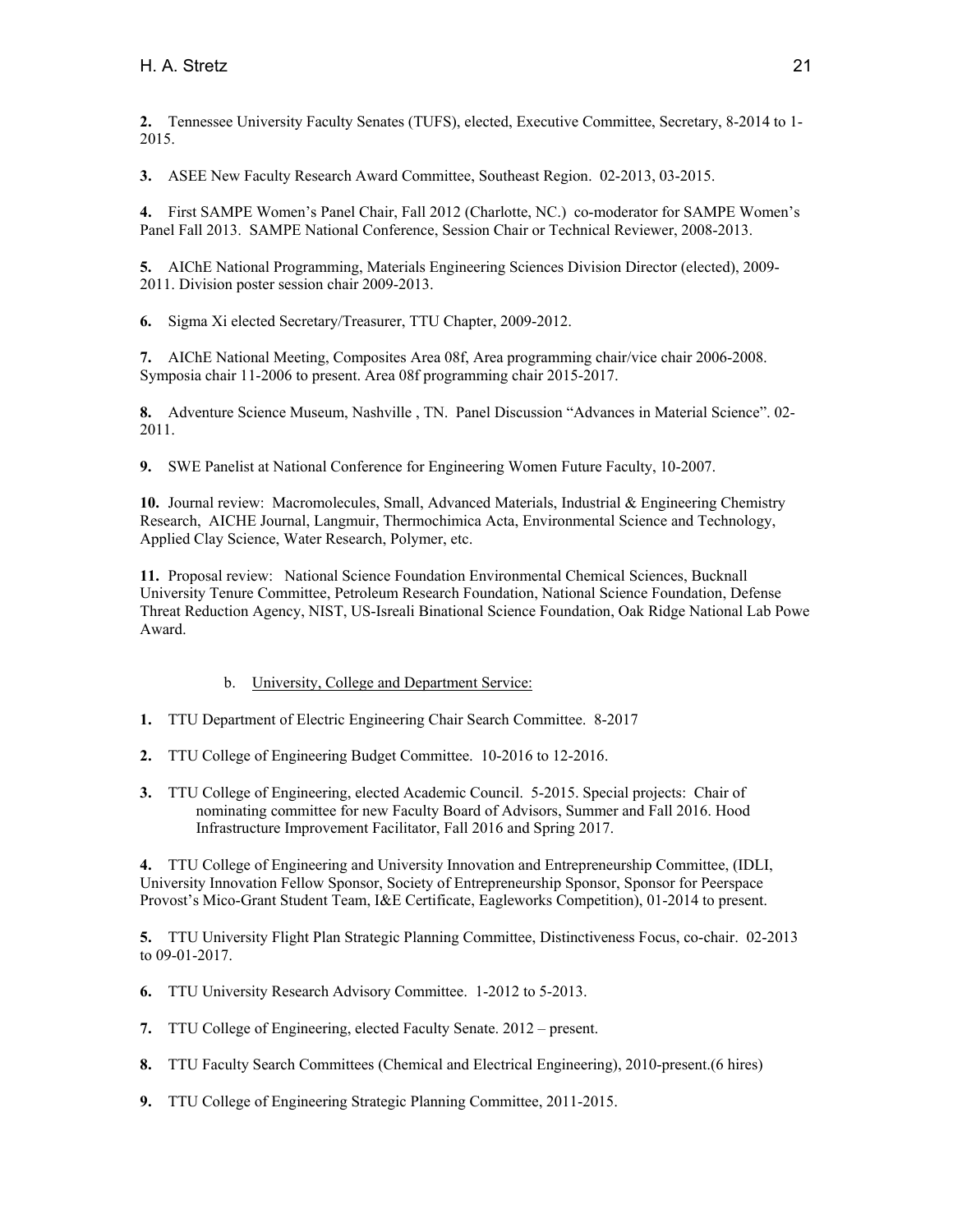**2.** Tennessee University Faculty Senates (TUFS), elected, Executive Committee, Secretary, 8-2014 to 1-2015.

**3.** ASEE New Faculty Research Award Committee, Southeast Region. 02-2013, 03-2015.

**4.** First SAMPE Women's Panel Chair, Fall 2012 (Charlotte, NC.) co-moderator for SAMPE Women's Panel Fall 2013. SAMPE National Conference, Session Chair or Technical Reviewer, 2008-2013.

**5.** AIChE National Programming, Materials Engineering Sciences Division Director (elected), 2009-2011. Division poster session chair 2009-2013.

**6.** Sigma Xi elected Secretary/Treasurer, TTU Chapter, 2009-2012.

**7.** AIChE National Meeting, Composites Area 08f, Area programming chair/vice chair 2006-2008. Symposia chair 11-2006 to present. Area 08f programming chair 2015-2017.

**8.** Adventure Science Museum, Nashville , TN. Panel Discussion "Advances in Material Science". 02-2011.

**9.** SWE Panelist at National Conference for Engineering Women Future Faculty, 10-2007.

**10.** Journal review: Macromolecules, Small, Advanced Materials, Industrial & Engineering Chemistry Research, AICHE Journal, Langmuir, Thermochimica Acta, Environmental Science and Technology, Applied Clay Science, Water Research, Polymer, etc.

**11.** Proposal review: National Science Foundation Environmental Chemical Sciences, Bucknall University Tenure Committee, Petroleum Research Foundation, National Science Foundation, Defense Threat Reduction Agency, NIST, US-Isreali Binational Science Foundation, Oak Ridge National Lab Powe Award.

b. <u>University, College and Department Service:</u>

**1.** TTU Department of Electric Engineering Chair Search Committee. 8-2017

**2.** TTU College of Engineering Budget Committee. 10-2016 to 12-2016.

**3.** TTU College of Engineering, elected Academic Council. 5-2015. Special projects: Chair of nominating committee for new Faculty Board of Advisors, Summer and Fall 2016. Hood Infrastructure Improvement Facilitator, Fall 2016 and Spring 2017.

**4.** TTU College of Engineering and University Innovation and Entrepreneurship Committee, (IDLI, University Innovation Fellow Sponsor, Society of Entrepreneurship Sponsor, Sponsor for Peerspace Provost's Mico-Grant Student Team, I&E Certificate, Eagleworks Competition), 01-2014 to present.

**5.** TTU University Flight Plan Strategic Planning Committee, Distinctiveness Focus, co-chair. 02-2013 to 09-01-2017.

**6.** TTU University Research Advisory Committee. 1-2012 to 5-2013.

**7.** TTU College of Engineering, elected Faculty Senate. 2012 – present.

**8.** TTU Faculty Search Committees (Chemical and Electrical Engineering), 2010-present.(6 hires)

**9.** TTU College of Engineering Strategic Planning Committee, 2011-2015.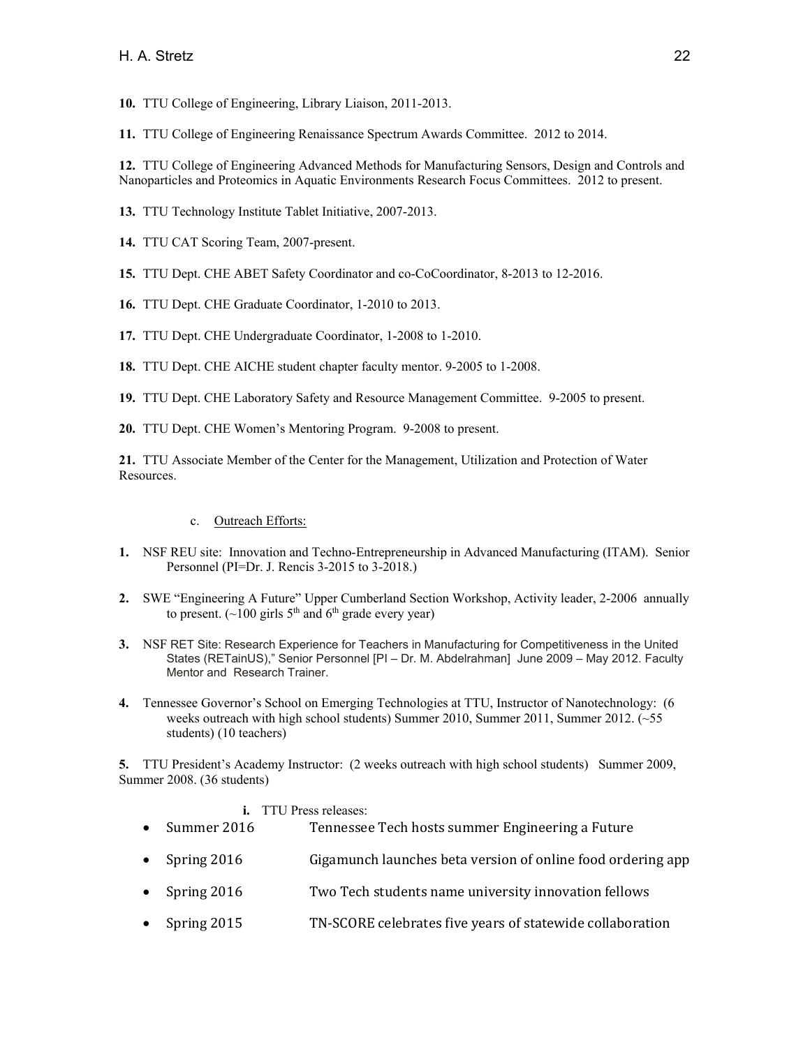**10.** TTU College of Engineering, Library Liaison, 2011-2013.

**11.** TTU College of Engineering Renaissance Spectrum Awards Committee. 2012 to 2014.

**12.** TTU College of Engineering Advanced Methods for Manufacturing Sensors, Design and Controls and Nanoparticles and Proteomics in Aquatic Environments Research Focus Committees. 2012 to present.

**13.** TTU Technology Institute Tablet Initiative, 2007-2013.

**14.** TTU CAT Scoring Team, 2007-present.

**15.** TTU Dept. CHE ABET Safety Coordinator and co-CoCoordinator, 8-2013 to 12-2016.

**16.** TTU Dept. CHE Graduate Coordinator, 1-2010 to 2013.

**17.** TTU Dept. CHE Undergraduate Coordinator, 1-2008 to 1-2010.

**18.** TTU Dept. CHE AICHE student chapter faculty mentor. 9-2005 to 1-2008.

**19.** TTU Dept. CHE Laboratory Safety and Resource Management Committee. 9-2005 to present.

**20.** TTU Dept. CHE Women's Mentoring Program. 9-2008 to present.

**21.** TTU Associate Member of the Center for the Management, Utilization and Protection of Water Resources.

c. Outreach Efforts:

**1.** NSF REU site: Innovation and Techno-Entrepreneurship in Advanced Manufacturing (ITAM). Senior Personnel (PI=Dr. J. Rencis 3-2015 to 3-2018.)

**2.** SWE "Engineering A Future" Upper Cumberland Section Workshop, Activity leader, 2-2006 annually to present. (~100 girls 5th and 6th grade every year)

**3.** NSF RET Site: Research Experience for Teachers in Manufacturing for Competitiveness in the United States (RETainUS)," Senior Personnel [PI – Dr. M. Abdelrahman] June 2009 – May 2012. Faculty Mentor and Research Trainer.

**4.** Tennessee Governor's School on Emerging Technologies at TTU, Instructor of Nanotechnology: (6 weeks outreach with high school students) Summer 2010, Summer 2011, Summer 2012. (~55 students) (10 teachers)

**5.** TTU President's Academy Instructor: (2 weeks outreach with high school students) Summer 2009, Summer 2008. (36 students)

**i.** TTU Press releases:

- Summer 2016 Tennessee Tech hosts summer Engineering a Future
- Spring 2016 Gigamunch launches beta version of online food ordering app
- Spring 2016 Two Tech students name university innovation fellows
- Spring 2015 TN-SCORE celebrates five years of statewide collaboration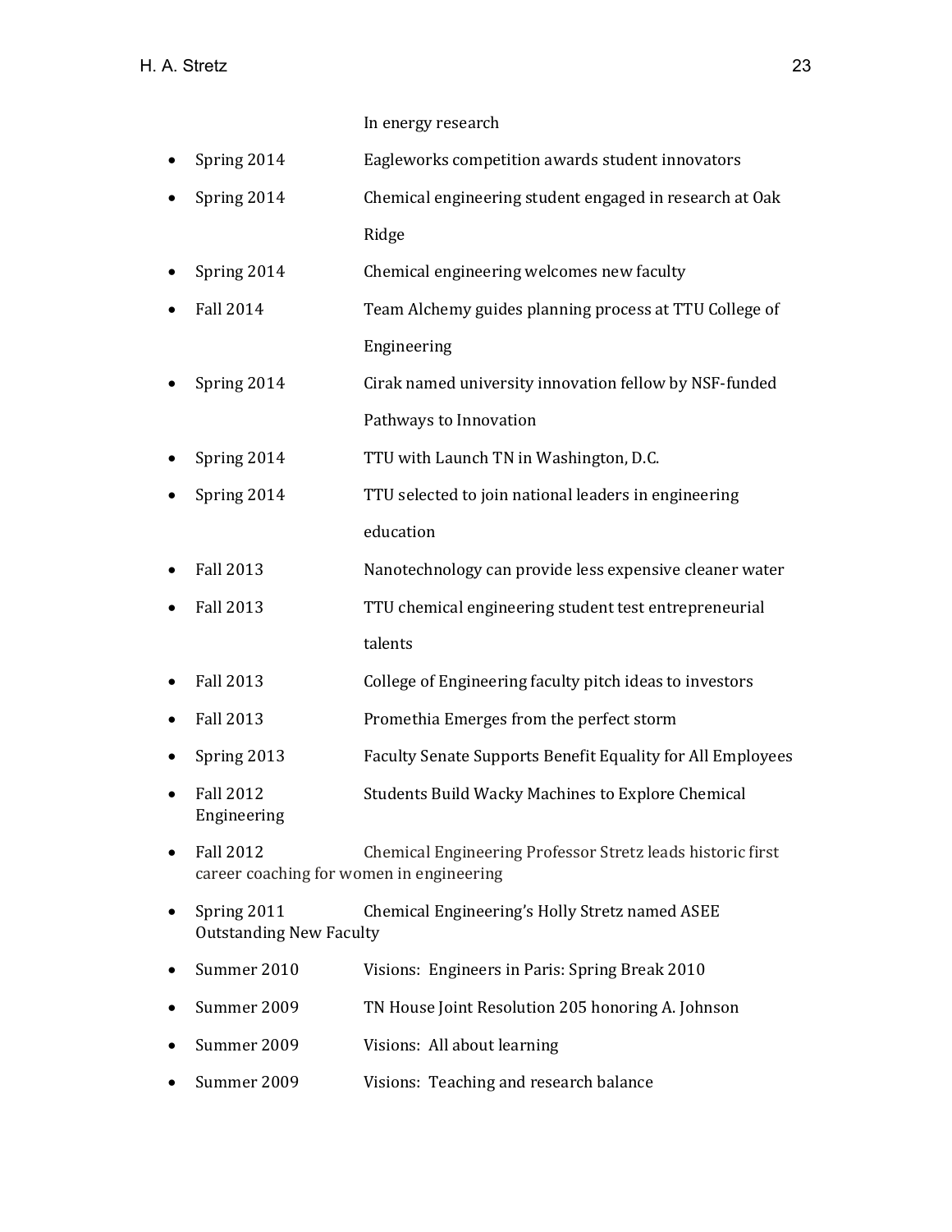In energy research

- Spring 2014 Eagleworks competition awards student innovators
- Spring 2014 Chemical engineering student engaged in research at Oak Ridge
- Spring 2014 Chemical engineering welcomes new faculty
- Fall 2014 Team Alchemy guides planning process at TTU College of Engineering
- Spring 2014 Cirak named university innovation fellow by NSF-funded Pathways to Innovation
- Spring 2014 TTU with Launch TN in Washington, D.C.
- Spring 2014 TTU selected to join national leaders in engineering education
- Fall 2013 Nanotechnology can provide less expensive cleaner water
- Fall 2013 TTU chemical engineering student test entrepreneurial talents
- Fall 2013 College of Engineering faculty pitch ideas to investors
- Fall 2013 Promethia Emerges from the perfect storm
- Spring 2013 Faculty Senate Supports Benefit Equality for All Employees
- Fall 2012 Students Build Wacky Machines to Explore Chemical Engineering
- Fall 2012 Chemical Engineering Professor Stretz leads historic first career coaching for women in engineering
- Spring 2011 Chemical Engineering's Holly Stretz named ASEE Outstanding New Faculty
- Summer 2010 Visions: Engineers in Paris: Spring Break 2010
- Summer 2009 TN House Joint Resolution 205 honoring A. Johnson
- Summer 2009 Visions: All about learning
- Summer 2009 Visions: Teaching and research balance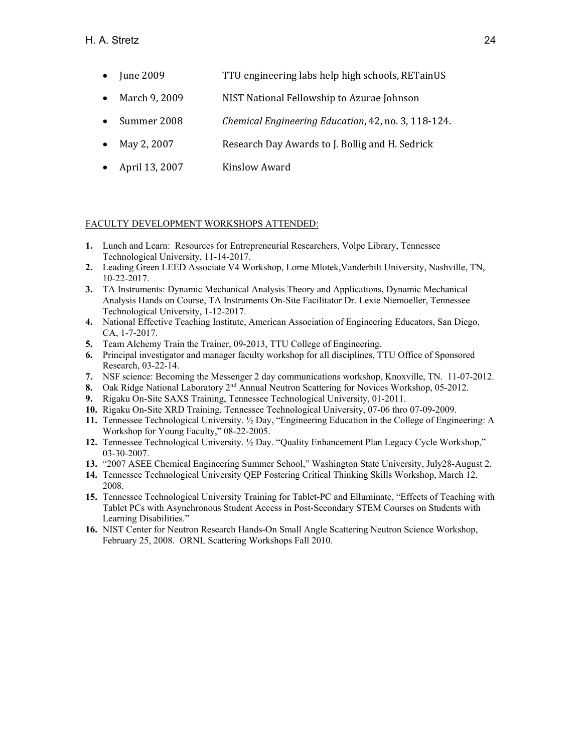- June 2009 TTU engineering labs help high schools, RETainUS
- March 9, 2009 NIST National Fellowship to Azurae Johnson
- Summer 2008 *Chemical Engineering Education*, 42, no. 3, 118-124.
- May 2, 2007 Research Day Awards to J. Bollig and H. Sedrick
- April 13, 2007 Kinslow Award

FACULTY DEVELOPMENT WORKSHOPS ATTENDED:

1. Lunch and Learn: Resources for Entrepreneurial Researchers, Volpe Library, Tennessee Technological University, 11-14-2017.
2. Leading Green LEED Associate V4 Workshop, Lorne Mlotek,Vanderbilt University, Nashville, TN, 10-22-2017.
3. TA Instruments: Dynamic Mechanical Analysis Theory and Applications, Dynamic Mechanical Analysis Hands on Course, TA Instruments On-Site Facilitator Dr. Lexie Niemoeller, Tennessee Technological University, 1-12-2017.
4. National Effective Teaching Institute, American Association of Engineering Educators, San Diego, CA, 1-7-2017.
5. Team Alchemy Train the Trainer, 09-2013, TTU College of Engineering.
6. Principal investigator and manager faculty workshop for all disciplines, TTU Office of Sponsored Research, 03-22-14.
7. NSF science: Becoming the Messenger 2 day communications workshop, Knoxville, TN. 11-07-2012.
8. Oak Ridge National Laboratory 2nd Annual Neutron Scattering for Novices Workshop, 05-2012.
9. Rigaku On-Site SAXS Training, Tennessee Technological University, 01-2011.
10. Rigaku On-Site XRD Training, Tennessee Technological University, 07-06 thro 07-09-2009.
11. Tennessee Technological University. ½ Day, "Engineering Education in the College of Engineering: A Workshop for Young Faculty," 08-22-2005.
12. Tennessee Technological University. ½ Day. "Quality Enhancement Plan Legacy Cycle Workshop," 03-30-2007.
13. "2007 ASEE Chemical Engineering Summer School," Washington State University, July28-August 2.
14. Tennessee Technological University QEP Fostering Critical Thinking Skills Workshop, March 12, 2008.
15. Tennessee Technological University Training for Tablet-PC and Elluminate, "Effects of Teaching with Tablet PCs with Asynchronous Student Access in Post-Secondary STEM Courses on Students with Learning Disabilities."
16. NIST Center for Neutron Research Hands-On Small Angle Scattering Neutron Science Workshop, February 25, 2008. ORNL Scattering Workshops Fall 2010.